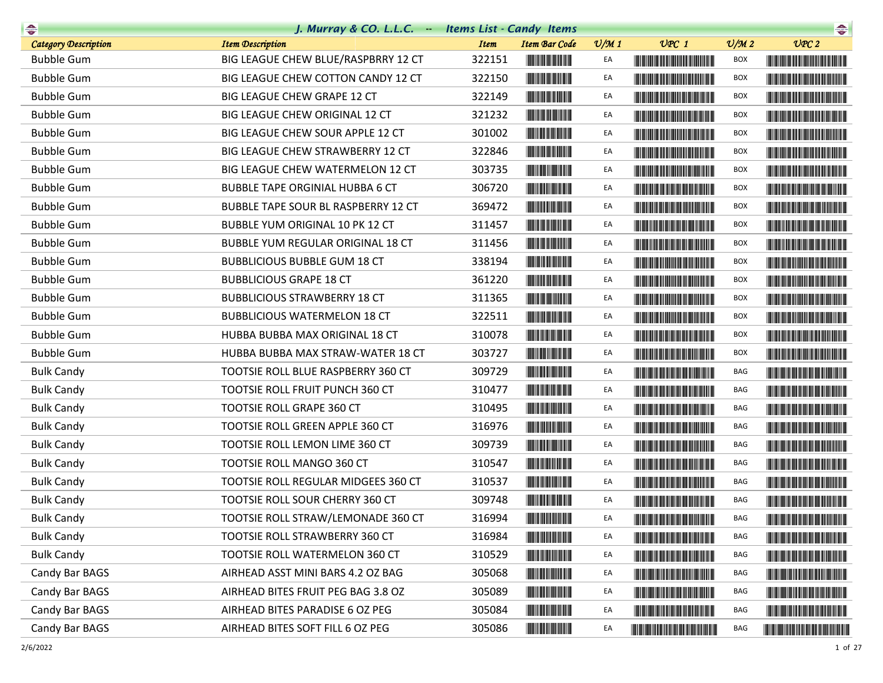# J. Murray & CO. L.L.C. -- Items List - Candy Items

| Category Description | Item Description | Item | Item Bar Code | U/M 1 | UPC 1 | U/M 2 | UPC 2 |
|---|---|---|---|---|---|---|---|
| Bubble Gum | BIG LEAGUE CHEW BLUE/RASPBRRY 12 CT | 322151 | | EA | | BOX | |
| Bubble Gum | BIG LEAGUE CHEW COTTON CANDY 12 CT | 322150 | | EA | | BOX | |
| Bubble Gum | BIG LEAGUE CHEW GRAPE 12 CT | 322149 | | EA | | BOX | |
| Bubble Gum | BIG LEAGUE CHEW ORIGINAL 12 CT | 321232 | | EA | | BOX | |
| Bubble Gum | BIG LEAGUE CHEW SOUR APPLE 12 CT | 301002 | | EA | | BOX | |
| Bubble Gum | BIG LEAGUE CHEW STRAWBERRY 12 CT | 322846 | | EA | | BOX | |
| Bubble Gum | BIG LEAGUE CHEW WATERMELON 12 CT | 303735 | | EA | | BOX | |
| Bubble Gum | BUBBLE TAPE ORGINIAL HUBBA 6 CT | 306720 | | EA | | BOX | |
| Bubble Gum | BUBBLE TAPE SOUR BL RASPBERRY 12 CT | 369472 | | EA | | BOX | |
| Bubble Gum | BUBBLE YUM ORIGINAL 10 PK 12 CT | 311457 | | EA | | BOX | |
| Bubble Gum | BUBBLE YUM REGULAR ORIGINAL 18 CT | 311456 | | EA | | BOX | |
| Bubble Gum | BUBBLICIOUS BUBBLE GUM 18 CT | 338194 | | EA | | BOX | |
| Bubble Gum | BUBBLICIOUS GRAPE 18 CT | 361220 | | EA | | BOX | |
| Bubble Gum | BUBBLICIOUS STRAWBERRY 18 CT | 311365 | | EA | | BOX | |
| Bubble Gum | BUBBLICIOUS WATERMELON 18 CT | 322511 | | EA | | BOX | |
| Bubble Gum | HUBBA BUBBA MAX ORIGINAL 18 CT | 310078 | | EA | | BOX | |
| Bubble Gum | HUBBA BUBBA MAX STRAW-WATER 18 CT | 303727 | | EA | | BOX | |
| Bulk Candy | TOOTSIE ROLL BLUE RASPBERRY 360 CT | 309729 | | EA | | BAG | |
| Bulk Candy | TOOTSIE ROLL FRUIT PUNCH 360 CT | 310477 | | EA | | BAG | |
| Bulk Candy | TOOTSIE ROLL GRAPE 360 CT | 310495 | | EA | | BAG | |
| Bulk Candy | TOOTSIE ROLL GREEN APPLE 360 CT | 316976 | | EA | | BAG | |
| Bulk Candy | TOOTSIE ROLL LEMON LIME 360 CT | 309739 | | EA | | BAG | |
| Bulk Candy | TOOTSIE ROLL MANGO 360 CT | 310547 | | EA | | BAG | |
| Bulk Candy | TOOTSIE ROLL REGULAR MIDGEES 360 CT | 310537 | | EA | | BAG | |
| Bulk Candy | TOOTSIE ROLL SOUR CHERRY 360 CT | 309748 | | EA | | BAG | |
| Bulk Candy | TOOTSIE ROLL STRAW/LEMONADE 360 CT | 316994 | | EA | | BAG | |
| Bulk Candy | TOOTSIE ROLL STRAWBERRY 360 CT | 316984 | | EA | | BAG | |
| Bulk Candy | TOOTSIE ROLL WATERMELON 360 CT | 310529 | | EA | | BAG | |
| Candy Bar BAGS | AIRHEAD ASST MINI BARS 4.2 OZ BAG | 305068 | | EA | | BAG | |
| Candy Bar BAGS | AIRHEAD BITES FRUIT PEG BAG 3.8 OZ | 305089 | | EA | | BAG | |
| Candy Bar BAGS | AIRHEAD BITES PARADISE 6 OZ PEG | 305084 | | EA | | BAG | |
| Candy Bar BAGS | AIRHEAD BITES SOFT FILL 6 OZ PEG | 305086 | | EA | | BAG | |

2/6/2022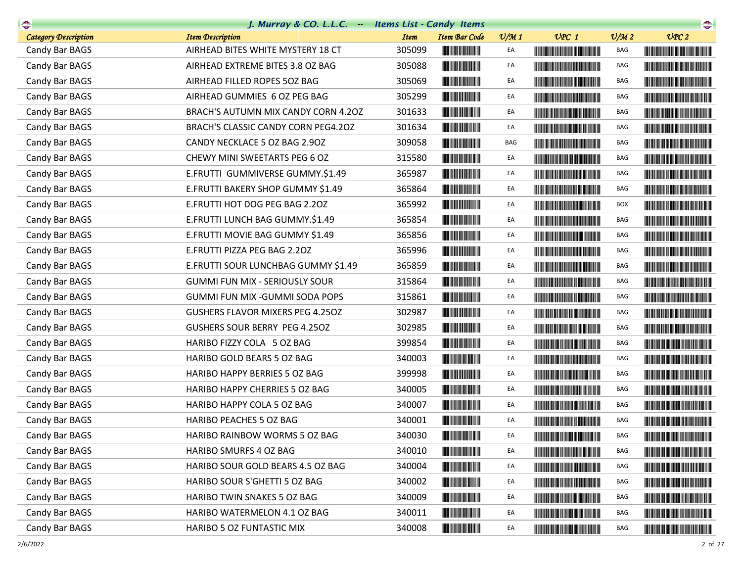# J. Murray & CO. L.L.C. -- Items List - Candy Items

| Category Description | Item Description | Item | Item Bar Code | U/M 1 | UPC 1 | U/M 2 | UPC 2 |
|---|---|---|---|---|---|---|---|
| Candy Bar BAGS | AIRHEAD BITES WHITE MYSTERY 18 CT | 305099 | | EA | | BAG | |
| Candy Bar BAGS | AIRHEAD EXTREME BITES 3.8 OZ BAG | 305088 | | EA | | BAG | |
| Candy Bar BAGS | AIRHEAD FILLED ROPES 5OZ BAG | 305069 | | EA | | BAG | |
| Candy Bar BAGS | AIRHEAD GUMMIES 6 OZ PEG BAG | 305299 | | EA | | BAG | |
| Candy Bar BAGS | BRACH'S AUTUMN MIX CANDY CORN 4.2OZ | 301633 | | EA | | BAG | |
| Candy Bar BAGS | BRACH'S CLASSIC CANDY CORN PEG4.2OZ | 301634 | | EA | | BAG | |
| Candy Bar BAGS | CANDY NECKLACE 5 OZ BAG 2.9OZ | 309058 | | BAG | | BAG | |
| Candy Bar BAGS | CHEWY MINI SWEETARTS PEG 6 OZ | 315580 | | EA | | BAG | |
| Candy Bar BAGS | E.FRUTTI GUMMIVERSE GUMMY.$1.49 | 365987 | | EA | | BAG | |
| Candy Bar BAGS | E.FRUTTI BAKERY SHOP GUMMY $1.49 | 365864 | | EA | | BAG | |
| Candy Bar BAGS | E.FRUTTI HOT DOG PEG BAG 2.2OZ | 365992 | | EA | | BOX | |
| Candy Bar BAGS | E.FRUTTI LUNCH BAG GUMMY.$1.49 | 365854 | | EA | | BAG | |
| Candy Bar BAGS | E.FRUTTI MOVIE BAG GUMMY $1.49 | 365856 | | EA | | BAG | |
| Candy Bar BAGS | E.FRUTTI PIZZA PEG BAG 2.2OZ | 365996 | | EA | | BAG | |
| Candy Bar BAGS | E.FRUTTI SOUR LUNCHBAG GUMMY $1.49 | 365859 | | EA | | BAG | |
| Candy Bar BAGS | GUMMI FUN MIX - SERIOUSLY SOUR | 315864 | | EA | | BAG | |
| Candy Bar BAGS | GUMMI FUN MIX -GUMMI SODA POPS | 315861 | | EA | | BAG | |
| Candy Bar BAGS | GUSHERS FLAVOR MIXERS PEG 4.25OZ | 302987 | | EA | | BAG | |
| Candy Bar BAGS | GUSHERS SOUR BERRY PEG 4.25OZ | 302985 | | EA | | BAG | |
| Candy Bar BAGS | HARIBO FIZZY COLA 5 OZ BAG | 399854 | | EA | | BAG | |
| Candy Bar BAGS | HARIBO GOLD BEARS 5 OZ BAG | 340003 | | EA | | BAG | |
| Candy Bar BAGS | HARIBO HAPPY BERRIES 5 OZ BAG | 399998 | | EA | | BAG | |
| Candy Bar BAGS | HARIBO HAPPY CHERRIES 5 OZ BAG | 340005 | | EA | | BAG | |
| Candy Bar BAGS | HARIBO HAPPY COLA 5 OZ BAG | 340007 | | EA | | BAG | |
| Candy Bar BAGS | HARIBO PEACHES 5 OZ BAG | 340001 | | EA | | BAG | |
| Candy Bar BAGS | HARIBO RAINBOW WORMS 5 OZ BAG | 340030 | | EA | | BAG | |
| Candy Bar BAGS | HARIBO SMURFS 4 OZ BAG | 340010 | | EA | | BAG | |
| Candy Bar BAGS | HARIBO SOUR GOLD BEARS 4.5 OZ BAG | 340004 | | EA | | BAG | |
| Candy Bar BAGS | HARIBO SOUR S'GHETTI 5 OZ BAG | 340002 | | EA | | BAG | |
| Candy Bar BAGS | HARIBO TWIN SNAKES 5 OZ BAG | 340009 | | EA | | BAG | |
| Candy Bar BAGS | HARIBO WATERMELON 4.1 OZ BAG | 340011 | | EA | | BAG | |
| Candy Bar BAGS | HARIBO 5 OZ FUNTASTIC MIX | 340008 | | EA | | BAG | |

2/6/2022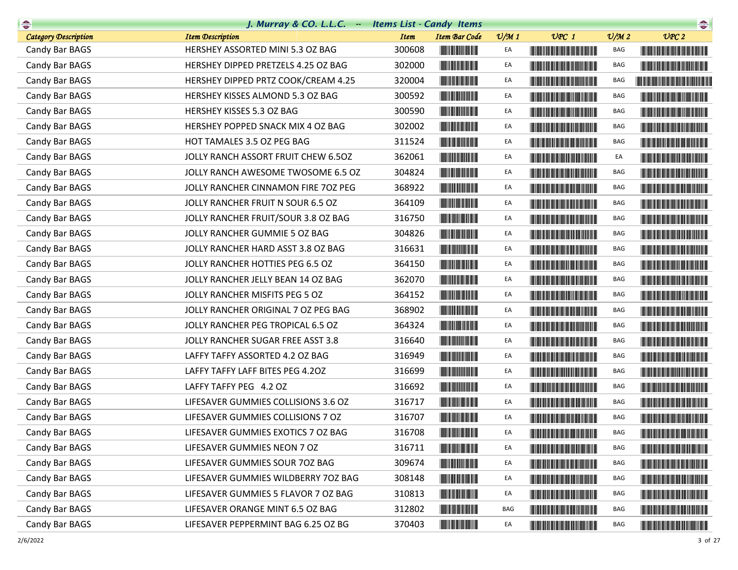# J. Murray & CO. L.L.C. -- Items List - Candy Items

| Category Description | Item Description | Item | Item Bar Code | U/M 1 | UPC 1 | U/M 2 | UPC 2 |
|---|---|---|---|---|---|---|---|
| Candy Bar BAGS | HERSHEY ASSORTED MINI 5.3 OZ BAG | 300608 | | EA | | BAG | |
| Candy Bar BAGS | HERSHEY DIPPED PRETZELS 4.25 OZ BAG | 302000 | | EA | | BAG | |
| Candy Bar BAGS | HERSHEY DIPPED PRTZ COOK/CREAM 4.25 | 320004 | | EA | | BAG | |
| Candy Bar BAGS | HERSHEY KISSES ALMOND 5.3 OZ BAG | 300592 | | EA | | BAG | |
| Candy Bar BAGS | HERSHEY KISSES 5.3 OZ BAG | 300590 | | EA | | BAG | |
| Candy Bar BAGS | HERSHEY POPPED SNACK MIX 4 OZ BAG | 302002 | | EA | | BAG | |
| Candy Bar BAGS | HOT TAMALES 3.5 OZ PEG BAG | 311524 | | EA | | BAG | |
| Candy Bar BAGS | JOLLY RANCH ASSORT FRUIT CHEW 6.5OZ | 362061 | | EA | | EA | |
| Candy Bar BAGS | JOLLY RANCH AWESOME TWOSOME 6.5 OZ | 304824 | | EA | | BAG | |
| Candy Bar BAGS | JOLLY RANCHER CINNAMON FIRE 7OZ PEG | 368922 | | EA | | BAG | |
| Candy Bar BAGS | JOLLY RANCHER FRUIT N SOUR 6.5 OZ | 364109 | | EA | | BAG | |
| Candy Bar BAGS | JOLLY RANCHER FRUIT/SOUR 3.8 OZ BAG | 316750 | | EA | | BAG | |
| Candy Bar BAGS | JOLLY RANCHER GUMMIE 5 OZ BAG | 304826 | | EA | | BAG | |
| Candy Bar BAGS | JOLLY RANCHER HARD ASST 3.8 OZ BAG | 316631 | | EA | | BAG | |
| Candy Bar BAGS | JOLLY RANCHER HOTTIES PEG 6.5 OZ | 364150 | | EA | | BAG | |
| Candy Bar BAGS | JOLLY RANCHER JELLY BEAN 14 OZ BAG | 362070 | | EA | | BAG | |
| Candy Bar BAGS | JOLLY RANCHER MISFITS PEG 5 OZ | 364152 | | EA | | BAG | |
| Candy Bar BAGS | JOLLY RANCHER ORIGINAL 7 OZ PEG BAG | 368902 | | EA | | BAG | |
| Candy Bar BAGS | JOLLY RANCHER PEG TROPICAL 6.5 OZ | 364324 | | EA | | BAG | |
| Candy Bar BAGS | JOLLY RANCHER SUGAR FREE ASST 3.8 | 316640 | | EA | | BAG | |
| Candy Bar BAGS | LAFFY TAFFY ASSORTED 4.2 OZ BAG | 316949 | | EA | | BAG | |
| Candy Bar BAGS | LAFFY TAFFY LAFF BITES PEG 4.2OZ | 316699 | | EA | | BAG | |
| Candy Bar BAGS | LAFFY TAFFY PEG 4.2 OZ | 316692 | | EA | | BAG | |
| Candy Bar BAGS | LIFESAVER GUMMIES COLLISIONS 3.6 OZ | 316717 | | EA | | BAG | |
| Candy Bar BAGS | LIFESAVER GUMMIES COLLISIONS 7 OZ | 316707 | | EA | | BAG | |
| Candy Bar BAGS | LIFESAVER GUMMIES EXOTICS 7 OZ BAG | 316708 | | EA | | BAG | |
| Candy Bar BAGS | LIFESAVER GUMMIES NEON 7 OZ | 316711 | | EA | | BAG | |
| Candy Bar BAGS | LIFESAVER GUMMIES SOUR 7OZ BAG | 309674 | | EA | | BAG | |
| Candy Bar BAGS | LIFESAVER GUMMIES WILDBERRY 7OZ BAG | 308148 | | EA | | BAG | |
| Candy Bar BAGS | LIFESAVER GUMMIES 5 FLAVOR 7 OZ BAG | 310813 | | EA | | BAG | |
| Candy Bar BAGS | LIFESAVER ORANGE MINT 6.5 OZ BAG | 312802 | | BAG | | BAG | |
| Candy Bar BAGS | LIFESAVER PEPPERMINT BAG 6.25 OZ BG | 370403 | | EA | | BAG | |

2/6/2022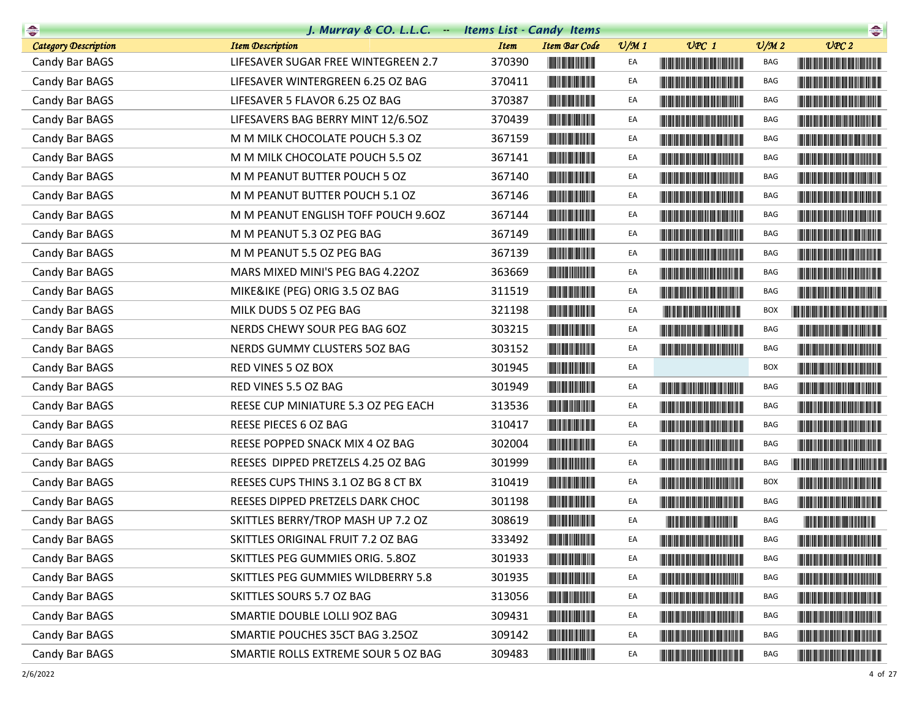## J. Murray & CO. L.L.C. -- Items List - Candy Items

| Category Description | Item Description | Item | Item Bar Code | U/M 1 | UPC 1 | U/M 2 | UPC 2 |
|---|---|---|---|---|---|---|---|
| Candy Bar BAGS | LIFESAVER SUGAR FREE WINTEGREEN 2.7 | 370390 | | EA | | BAG | |
| Candy Bar BAGS | LIFESAVER WINTERGREEN 6.25 OZ BAG | 370411 | | EA | | BAG | |
| Candy Bar BAGS | LIFESAVER 5 FLAVOR 6.25 OZ BAG | 370387 | | EA | | BAG | |
| Candy Bar BAGS | LIFESAVERS BAG BERRY MINT 12/6.5OZ | 370439 | | EA | | BAG | |
| Candy Bar BAGS | M M MILK CHOCOLATE POUCH 5.3 OZ | 367159 | | EA | | BAG | |
| Candy Bar BAGS | M M MILK CHOCOLATE POUCH 5.5 OZ | 367141 | | EA | | BAG | |
| Candy Bar BAGS | M M PEANUT BUTTER POUCH 5 OZ | 367140 | | EA | | BAG | |
| Candy Bar BAGS | M M PEANUT BUTTER POUCH 5.1 OZ | 367146 | | EA | | BAG | |
| Candy Bar BAGS | M M PEANUT ENGLISH TOFF POUCH 9.6OZ | 367144 | | EA | | BAG | |
| Candy Bar BAGS | M M PEANUT 5.3 OZ PEG BAG | 367149 | | EA | | BAG | |
| Candy Bar BAGS | M M PEANUT 5.5 OZ PEG BAG | 367139 | | EA | | BAG | |
| Candy Bar BAGS | MARS MIXED MINI'S PEG BAG 4.22OZ | 363669 | | EA | | BAG | |
| Candy Bar BAGS | MIKE&IKE (PEG) ORIG 3.5 OZ BAG | 311519 | | EA | | BAG | |
| Candy Bar BAGS | MILK DUDS 5 OZ PEG BAG | 321198 | | EA | | BOX | |
| Candy Bar BAGS | NERDS CHEWY SOUR PEG BAG 6OZ | 303215 | | EA | | BAG | |
| Candy Bar BAGS | NERDS GUMMY CLUSTERS 5OZ BAG | 303152 | | EA | | BAG | |
| Candy Bar BAGS | RED VINES 5 OZ BOX | 301945 | | EA | | BOX | |
| Candy Bar BAGS | RED VINES 5.5 OZ BAG | 301949 | | EA | | BAG | |
| Candy Bar BAGS | REESE CUP MINIATURE 5.3 OZ PEG EACH | 313536 | | EA | | BAG | |
| Candy Bar BAGS | REESE PIECES 6 OZ BAG | 310417 | | EA | | BAG | |
| Candy Bar BAGS | REESE POPPED SNACK MIX 4 OZ BAG | 302004 | | EA | | BAG | |
| Candy Bar BAGS | REESES DIPPED PRETZELS 4.25 OZ BAG | 301999 | | EA | | BAG | |
| Candy Bar BAGS | REESES CUPS THINS 3.1 OZ BG 8 CT BX | 310419 | | EA | | BOX | |
| Candy Bar BAGS | REESES DIPPED PRETZELS DARK CHOC | 301198 | | EA | | BAG | |
| Candy Bar BAGS | SKITTLES BERRY/TROP MASH UP 7.2 OZ | 308619 | | EA | | BAG | |
| Candy Bar BAGS | SKITTLES ORIGINAL FRUIT 7.2 OZ BAG | 333492 | | EA | | BAG | |
| Candy Bar BAGS | SKITTLES PEG GUMMIES ORIG. 5.8OZ | 301933 | | EA | | BAG | |
| Candy Bar BAGS | SKITTLES PEG GUMMIES WILDBERRY 5.8 | 301935 | | EA | | BAG | |
| Candy Bar BAGS | SKITTLES SOURS 5.7 OZ BAG | 313056 | | EA | | BAG | |
| Candy Bar BAGS | SMARTIE DOUBLE LOLLI 9OZ BAG | 309431 | | EA | | BAG | |
| Candy Bar BAGS | SMARTIE POUCHES 35CT BAG 3.25OZ | 309142 | | EA | | BAG | |
| Candy Bar BAGS | SMARTIE ROLLS EXTREME SOUR 5 OZ BAG | 309483 | | EA | | BAG | |

2/6/2022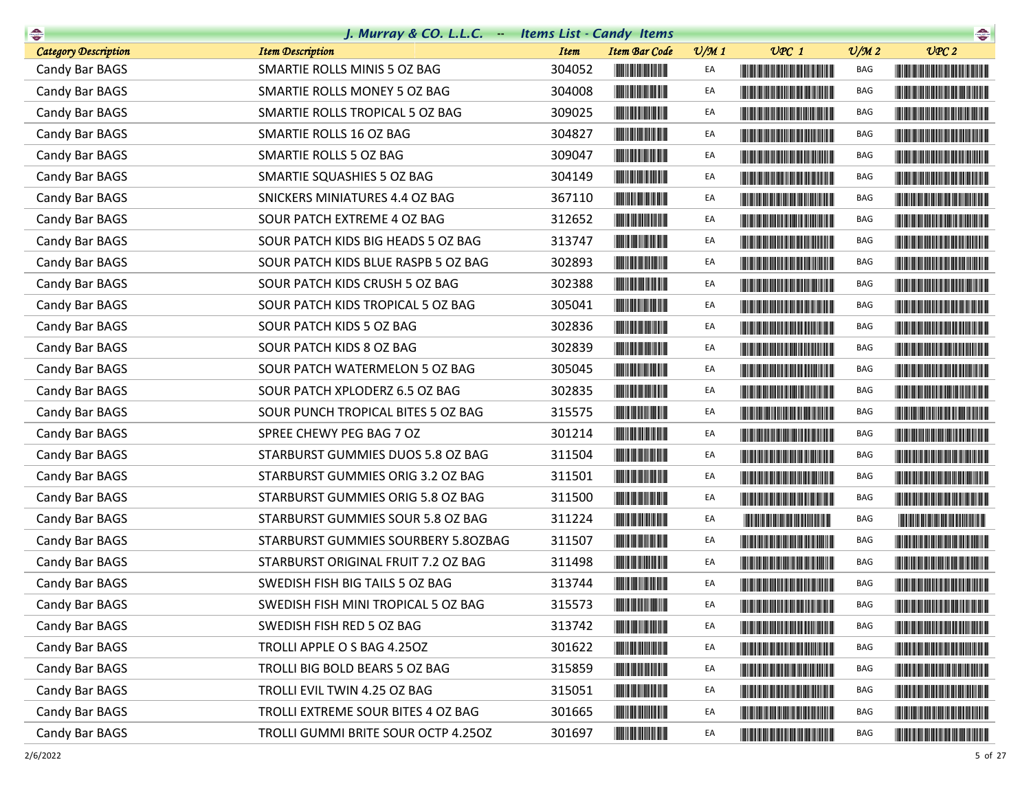| Category Description | Item Description | Item | Item Bar Code | U/M 1 | UPC 1 | U/M 2 | UPC 2 |
|---|---|---|---|---|---|---|---|
| Candy Bar BAGS | SMARTIE ROLLS MINIS 5 OZ BAG | 304052 | | EA | | BAG | |
| Candy Bar BAGS | SMARTIE ROLLS MONEY 5 OZ BAG | 304008 | | EA | | BAG | |
| Candy Bar BAGS | SMARTIE ROLLS TROPICAL 5 OZ BAG | 309025 | | EA | | BAG | |
| Candy Bar BAGS | SMARTIE ROLLS 16 OZ BAG | 304827 | | EA | | BAG | |
| Candy Bar BAGS | SMARTIE ROLLS 5 OZ BAG | 309047 | | EA | | BAG | |
| Candy Bar BAGS | SMARTIE SQUASHIES 5 OZ BAG | 304149 | | EA | | BAG | |
| Candy Bar BAGS | SNICKERS MINIATURES 4.4 OZ BAG | 367110 | | EA | | BAG | |
| Candy Bar BAGS | SOUR PATCH EXTREME 4 OZ BAG | 312652 | | EA | | BAG | |
| Candy Bar BAGS | SOUR PATCH KIDS BIG HEADS 5 OZ BAG | 313747 | | EA | | BAG | |
| Candy Bar BAGS | SOUR PATCH KIDS BLUE RASPB 5 OZ BAG | 302893 | | EA | | BAG | |
| Candy Bar BAGS | SOUR PATCH KIDS CRUSH 5 OZ BAG | 302388 | | EA | | BAG | |
| Candy Bar BAGS | SOUR PATCH KIDS TROPICAL 5 OZ BAG | 305041 | | EA | | BAG | |
| Candy Bar BAGS | SOUR PATCH KIDS 5 OZ BAG | 302836 | | EA | | BAG | |
| Candy Bar BAGS | SOUR PATCH KIDS 8 OZ BAG | 302839 | | EA | | BAG | |
| Candy Bar BAGS | SOUR PATCH WATERMELON 5 OZ BAG | 305045 | | EA | | BAG | |
| Candy Bar BAGS | SOUR PATCH XPLODERZ 6.5 OZ BAG | 302835 | | EA | | BAG | |
| Candy Bar BAGS | SOUR PUNCH TROPICAL BITES 5 OZ BAG | 315575 | | EA | | BAG | |
| Candy Bar BAGS | SPREE CHEWY PEG BAG 7 OZ | 301214 | | EA | | BAG | |
| Candy Bar BAGS | STARBURST GUMMIES DUOS 5.8 OZ BAG | 311504 | | EA | | BAG | |
| Candy Bar BAGS | STARBURST GUMMIES ORIG 3.2 OZ BAG | 311501 | | EA | | BAG | |
| Candy Bar BAGS | STARBURST GUMMIES ORIG 5.8 OZ BAG | 311500 | | EA | | BAG | |
| Candy Bar BAGS | STARBURST GUMMIES SOUR 5.8 OZ BAG | 311224 | | EA | | BAG | |
| Candy Bar BAGS | STARBURST GUMMIES SOURBERY 5.8OZBAG | 311507 | | EA | | BAG | |
| Candy Bar BAGS | STARBURST ORIGINAL FRUIT 7.2 OZ BAG | 311498 | | EA | | BAG | |
| Candy Bar BAGS | SWEDISH FISH BIG TAILS 5 OZ BAG | 313744 | | EA | | BAG | |
| Candy Bar BAGS | SWEDISH FISH MINI TROPICAL 5 OZ BAG | 315573 | | EA | | BAG | |
| Candy Bar BAGS | SWEDISH FISH RED 5 OZ BAG | 313742 | | EA | | BAG | |
| Candy Bar BAGS | TROLLI APPLE O S BAG 4.25OZ | 301622 | | EA | | BAG | |
| Candy Bar BAGS | TROLLI BIG BOLD BEARS 5 OZ BAG | 315859 | | EA | | BAG | |
| Candy Bar BAGS | TROLLI EVIL TWIN 4.25 OZ BAG | 315051 | | EA | | BAG | |
| Candy Bar BAGS | TROLLI EXTREME SOUR BITES 4 OZ BAG | 301665 | | EA | | BAG | |
| Candy Bar BAGS | TROLLI GUMMI BRITE SOUR OCTP 4.25OZ | 301697 | | EA | | BAG | |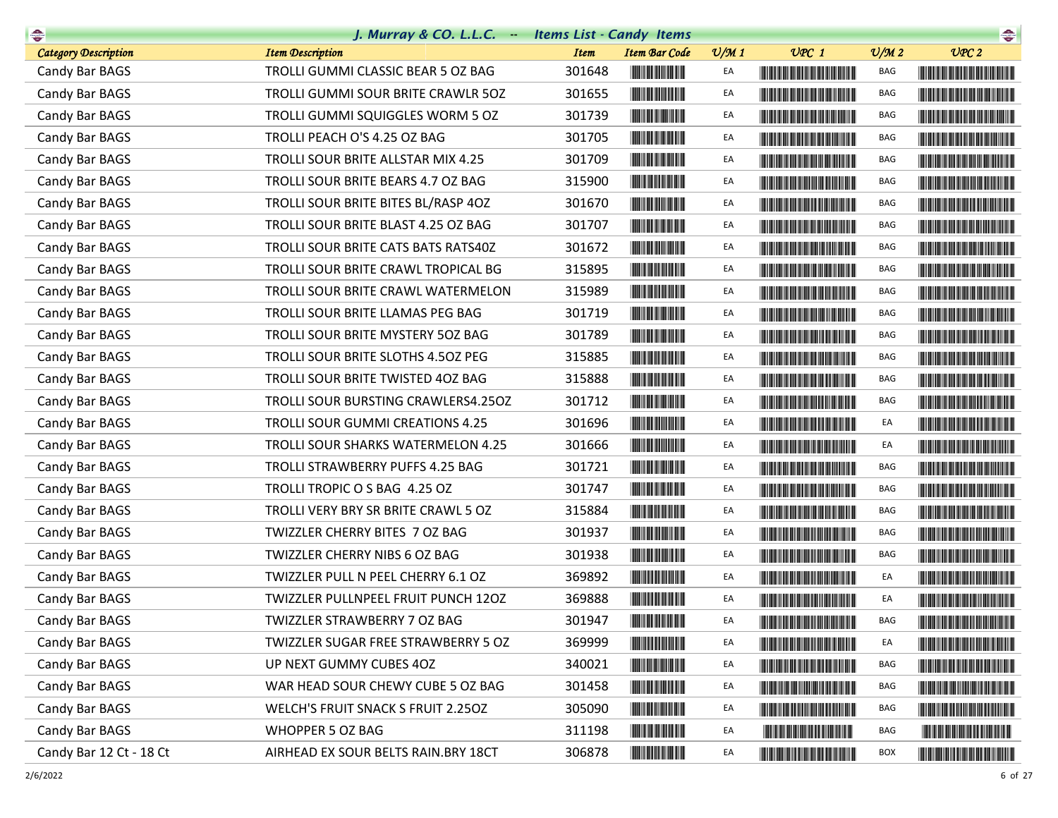| Category Description | Item Description | Item | Item Bar Code | U/M 1 | UPC 1 | U/M 2 | UPC 2 |
|---|---|---|---|---|---|---|---|
| Candy Bar BAGS | TROLLI GUMMI CLASSIC BEAR 5 OZ BAG | 301648 | | EA | | BAG | |
| Candy Bar BAGS | TROLLI GUMMI SOUR BRITE CRAWLR 5OZ | 301655 | | EA | | BAG | |
| Candy Bar BAGS | TROLLI GUMMI SQUIGGLES WORM 5 OZ | 301739 | | EA | | BAG | |
| Candy Bar BAGS | TROLLI PEACH O'S 4.25 OZ BAG | 301705 | | EA | | BAG | |
| Candy Bar BAGS | TROLLI SOUR BRITE ALLSTAR MIX 4.25 | 301709 | | EA | | BAG | |
| Candy Bar BAGS | TROLLI SOUR BRITE BEARS 4.7 OZ BAG | 315900 | | EA | | BAG | |
| Candy Bar BAGS | TROLLI SOUR BRITE BITES BL/RASP 4OZ | 301670 | | EA | | BAG | |
| Candy Bar BAGS | TROLLI SOUR BRITE BLAST 4.25 OZ BAG | 301707 | | EA | | BAG | |
| Candy Bar BAGS | TROLLI SOUR BRITE CATS BATS RATS4OZ | 301672 | | EA | | BAG | |
| Candy Bar BAGS | TROLLI SOUR BRITE CRAWL TROPICAL BG | 315895 | | EA | | BAG | |
| Candy Bar BAGS | TROLLI SOUR BRITE CRAWL WATERMELON | 315989 | | EA | | BAG | |
| Candy Bar BAGS | TROLLI SOUR BRITE LLAMAS PEG BAG | 301719 | | EA | | BAG | |
| Candy Bar BAGS | TROLLI SOUR BRITE MYSTERY 5OZ BAG | 301789 | | EA | | BAG | |
| Candy Bar BAGS | TROLLI SOUR BRITE SLOTHS 4.5OZ PEG | 315885 | | EA | | BAG | |
| Candy Bar BAGS | TROLLI SOUR BRITE TWISTED 4OZ BAG | 315888 | | EA | | BAG | |
| Candy Bar BAGS | TROLLI SOUR BURSTING CRAWLERS4.25OZ | 301712 | | EA | | BAG | |
| Candy Bar BAGS | TROLLI SOUR GUMMI CREATIONS 4.25 | 301696 | | EA | | EA | |
| Candy Bar BAGS | TROLLI SOUR SHARKS WATERMELON 4.25 | 301666 | | EA | | EA | |
| Candy Bar BAGS | TROLLI STRAWBERRY PUFFS 4.25 BAG | 301721 | | EA | | BAG | |
| Candy Bar BAGS | TROLLI TROPIC O S BAG 4.25 OZ | 301747 | | EA | | BAG | |
| Candy Bar BAGS | TROLLI VERY BRY SR BRITE CRAWL 5 OZ | 315884 | | EA | | BAG | |
| Candy Bar BAGS | TWIZZLER CHERRY BITES 7 OZ BAG | 301937 | | EA | | BAG | |
| Candy Bar BAGS | TWIZZLER CHERRY NIBS 6 OZ BAG | 301938 | | EA | | BAG | |
| Candy Bar BAGS | TWIZZLER PULL N PEEL CHERRY 6.1 OZ | 369892 | | EA | | EA | |
| Candy Bar BAGS | TWIZZLER PULLNPEEL FRUIT PUNCH 12OZ | 369888 | | EA | | EA | |
| Candy Bar BAGS | TWIZZLER STRAWBERRY 7 OZ BAG | 301947 | | EA | | BAG | |
| Candy Bar BAGS | TWIZZLER SUGAR FREE STRAWBERRY 5 OZ | 369999 | | EA | | EA | |
| Candy Bar BAGS | UP NEXT GUMMY CUBES 4OZ | 340021 | | EA | | BAG | |
| Candy Bar BAGS | WAR HEAD SOUR CHEWY CUBE 5 OZ BAG | 301458 | | EA | | BAG | |
| Candy Bar BAGS | WELCH'S FRUIT SNACK S FRUIT 2.25OZ | 305090 | | EA | | BAG | |
| Candy Bar BAGS | WHOPPER 5 OZ BAG | 311198 | | EA | | BAG | |
| Candy Bar 12 Ct - 18 Ct | AIRHEAD EX SOUR BELTS RAIN.BRY 18CT | 306878 | | EA | | BOX | |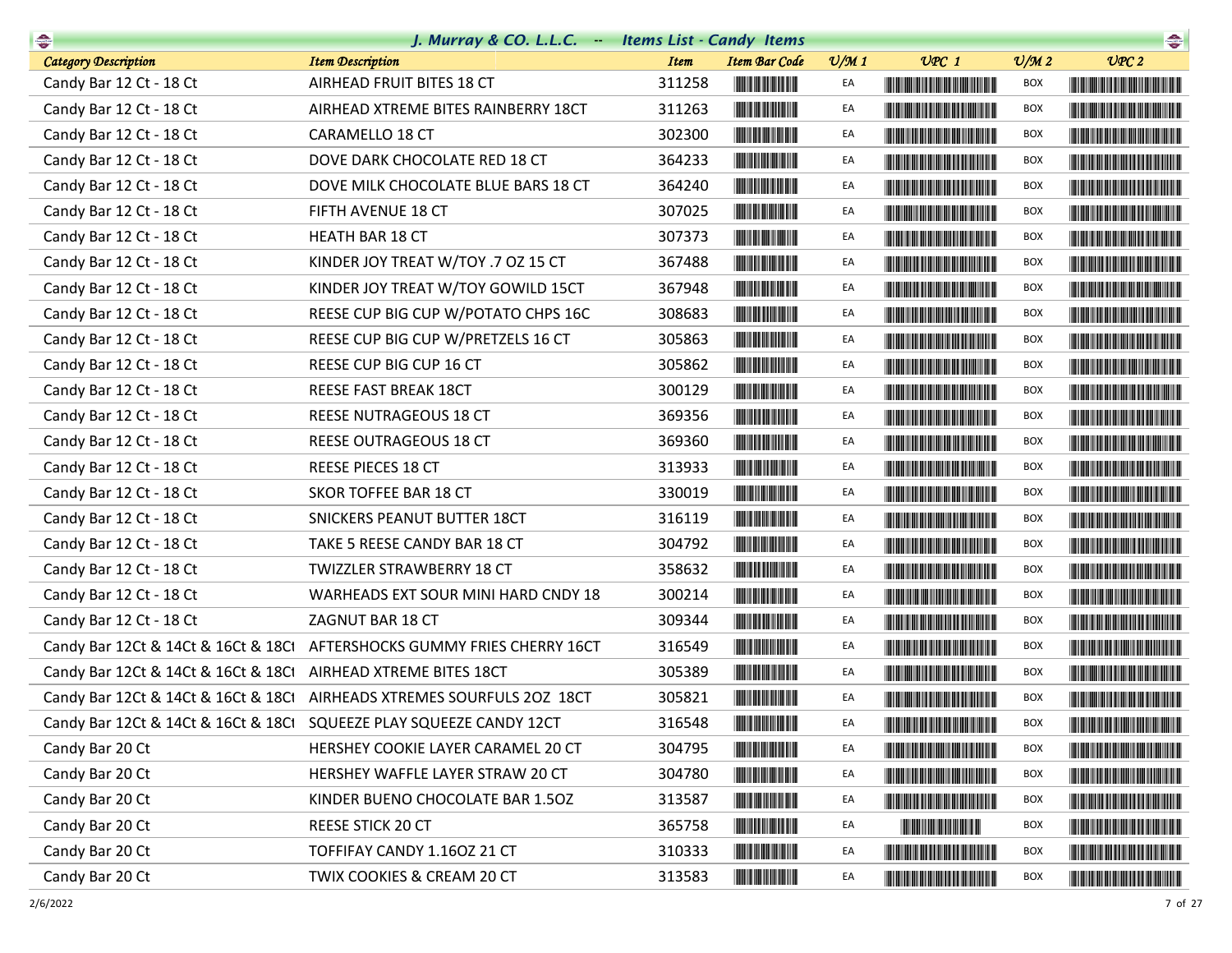## J. Murray & CO. L.L.C. -- Items List - Candy Items

| Category Description | Item Description | Item | Item Bar Code | U/M 1 | UPC 1 | U/M 2 | UPC 2 |
|---|---|---|---|---|---|---|---|
| Candy Bar 12 Ct - 18 Ct | AIRHEAD FRUIT BITES 18 CT | 311258 | | EA | | BOX | |
| Candy Bar 12 Ct - 18 Ct | AIRHEAD XTREME BITES RAINBERRY 18CT | 311263 | | EA | | BOX | |
| Candy Bar 12 Ct - 18 Ct | CARAMELLO 18 CT | 302300 | | EA | | BOX | |
| Candy Bar 12 Ct - 18 Ct | DOVE DARK CHOCOLATE RED 18 CT | 364233 | | EA | | BOX | |
| Candy Bar 12 Ct - 18 Ct | DOVE MILK CHOCOLATE BLUE BARS 18 CT | 364240 | | EA | | BOX | |
| Candy Bar 12 Ct - 18 Ct | FIFTH AVENUE 18 CT | 307025 | | EA | | BOX | |
| Candy Bar 12 Ct - 18 Ct | HEATH BAR 18 CT | 307373 | | EA | | BOX | |
| Candy Bar 12 Ct - 18 Ct | KINDER JOY TREAT W/TOY .7 OZ 15 CT | 367488 | | EA | | BOX | |
| Candy Bar 12 Ct - 18 Ct | KINDER JOY TREAT W/TOY GOWILD 15CT | 367948 | | EA | | BOX | |
| Candy Bar 12 Ct - 18 Ct | REESE CUP BIG CUP W/POTATO CHPS 16C | 308683 | | EA | | BOX | |
| Candy Bar 12 Ct - 18 Ct | REESE CUP BIG CUP W/PRETZELS 16 CT | 305863 | | EA | | BOX | |
| Candy Bar 12 Ct - 18 Ct | REESE CUP BIG CUP 16 CT | 305862 | | EA | | BOX | |
| Candy Bar 12 Ct - 18 Ct | REESE FAST BREAK 18CT | 300129 | | EA | | BOX | |
| Candy Bar 12 Ct - 18 Ct | REESE NUTRAGEOUS 18 CT | 369356 | | EA | | BOX | |
| Candy Bar 12 Ct - 18 Ct | REESE OUTRAGEOUS 18 CT | 369360 | | EA | | BOX | |
| Candy Bar 12 Ct - 18 Ct | REESE PIECES 18 CT | 313933 | | EA | | BOX | |
| Candy Bar 12 Ct - 18 Ct | SKOR TOFFEE BAR 18 CT | 330019 | | EA | | BOX | |
| Candy Bar 12 Ct - 18 Ct | SNICKERS PEANUT BUTTER 18CT | 316119 | | EA | | BOX | |
| Candy Bar 12 Ct - 18 Ct | TAKE 5 REESE CANDY BAR 18 CT | 304792 | | EA | | BOX | |
| Candy Bar 12 Ct - 18 Ct | TWIZZLER STRAWBERRY 18 CT | 358632 | | EA | | BOX | |
| Candy Bar 12 Ct - 18 Ct | WARHEADS EXT SOUR MINI HARD CNDY 18 | 300214 | | EA | | BOX | |
| Candy Bar 12 Ct - 18 Ct | ZAGNUT BAR 18 CT | 309344 | | EA | | BOX | |
| Candy Bar 12Ct & 14Ct & 16Ct & 18Ct | AFTERSHOCKS GUMMY FRIES CHERRY 16CT | 316549 | | EA | | BOX | |
| Candy Bar 12Ct & 14Ct & 16Ct & 18Ct | AIRHEAD XTREME BITES 18CT | 305389 | | EA | | BOX | |
| Candy Bar 12Ct & 14Ct & 16Ct & 18Ct | AIRHEADS XTREMES SOURFULS 2OZ 18CT | 305821 | | EA | | BOX | |
| Candy Bar 12Ct & 14Ct & 16Ct & 18Ct | SQUEEZE PLAY SQUEEZE CANDY 12CT | 316548 | | EA | | BOX | |
| Candy Bar 20 Ct | HERSHEY COOKIE LAYER CARAMEL 20 CT | 304795 | | EA | | BOX | |
| Candy Bar 20 Ct | HERSHEY WAFFLE LAYER STRAW 20 CT | 304780 | | EA | | BOX | |
| Candy Bar 20 Ct | KINDER BUENO CHOCOLATE BAR 1.5OZ | 313587 | | EA | | BOX | |
| Candy Bar 20 Ct | REESE STICK 20 CT | 365758 | | EA | | BOX | |
| Candy Bar 20 Ct | TOFFIFAY CANDY 1.16OZ 21 CT | 310333 | | EA | | BOX | |
| Candy Bar 20 Ct | TWIX COOKIES & CREAM 20 CT | 313583 | | EA | | BOX | |

2/6/2022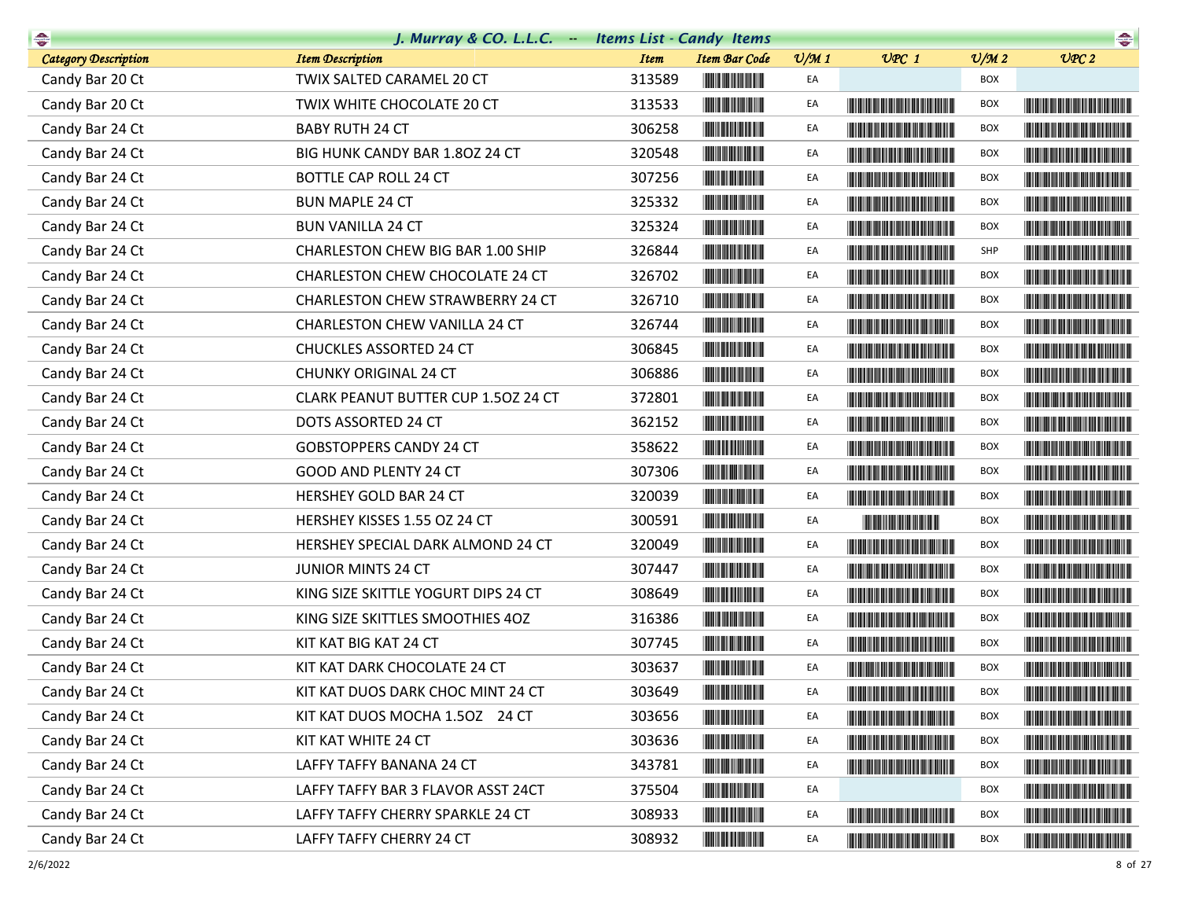| Category Description | Item Description | Item | Item Bar Code | U/M 1 | UPC 1 | U/M 2 | UPC 2 |
|---|---|---|---|---|---|---|---|
| Candy Bar 20 Ct | TWIX SALTED CARAMEL 20 CT | 313589 | | EA | | BOX | |
| Candy Bar 20 Ct | TWIX WHITE CHOCOLATE 20 CT | 313533 | | EA | | BOX | |
| Candy Bar 24 Ct | BABY RUTH 24 CT | 306258 | | EA | | BOX | |
| Candy Bar 24 Ct | BIG HUNK CANDY BAR 1.8OZ 24 CT | 320548 | | EA | | BOX | |
| Candy Bar 24 Ct | BOTTLE CAP ROLL 24 CT | 307256 | | EA | | BOX | |
| Candy Bar 24 Ct | BUN MAPLE 24 CT | 325332 | | EA | | BOX | |
| Candy Bar 24 Ct | BUN VANILLA 24 CT | 325324 | | EA | | BOX | |
| Candy Bar 24 Ct | CHARLESTON CHEW BIG BAR 1.00 SHIP | 326844 | | EA | | SHP | |
| Candy Bar 24 Ct | CHARLESTON CHEW CHOCOLATE 24 CT | 326702 | | EA | | BOX | |
| Candy Bar 24 Ct | CHARLESTON CHEW STRAWBERRY 24 CT | 326710 | | EA | | BOX | |
| Candy Bar 24 Ct | CHARLESTON CHEW VANILLA 24 CT | 326744 | | EA | | BOX | |
| Candy Bar 24 Ct | CHUCKLES ASSORTED 24 CT | 306845 | | EA | | BOX | |
| Candy Bar 24 Ct | CHUNKY ORIGINAL 24 CT | 306886 | | EA | | BOX | |
| Candy Bar 24 Ct | CLARK PEANUT BUTTER CUP 1.5OZ 24 CT | 372801 | | EA | | BOX | |
| Candy Bar 24 Ct | DOTS ASSORTED 24 CT | 362152 | | EA | | BOX | |
| Candy Bar 24 Ct | GOBSTOPPERS CANDY 24 CT | 358622 | | EA | | BOX | |
| Candy Bar 24 Ct | GOOD AND PLENTY 24 CT | 307306 | | EA | | BOX | |
| Candy Bar 24 Ct | HERSHEY GOLD BAR 24 CT | 320039 | | EA | | BOX | |
| Candy Bar 24 Ct | HERSHEY KISSES 1.55 OZ 24 CT | 300591 | | EA | | BOX | |
| Candy Bar 24 Ct | HERSHEY SPECIAL DARK ALMOND 24 CT | 320049 | | EA | | BOX | |
| Candy Bar 24 Ct | JUNIOR MINTS 24 CT | 307447 | | EA | | BOX | |
| Candy Bar 24 Ct | KING SIZE SKITTLE YOGURT DIPS 24 CT | 308649 | | EA | | BOX | |
| Candy Bar 24 Ct | KING SIZE SKITTLES SMOOTHIES 4OZ | 316386 | | EA | | BOX | |
| Candy Bar 24 Ct | KIT KAT BIG KAT 24 CT | 307745 | | EA | | BOX | |
| Candy Bar 24 Ct | KIT KAT DARK CHOCOLATE 24 CT | 303637 | | EA | | BOX | |
| Candy Bar 24 Ct | KIT KAT DUOS DARK CHOC MINT 24 CT | 303649 | | EA | | BOX | |
| Candy Bar 24 Ct | KIT KAT DUOS MOCHA 1.5OZ 24 CT | 303656 | | EA | | BOX | |
| Candy Bar 24 Ct | KIT KAT WHITE 24 CT | 303636 | | EA | | BOX | |
| Candy Bar 24 Ct | LAFFY TAFFY BANANA 24 CT | 343781 | | EA | | BOX | |
| Candy Bar 24 Ct | LAFFY TAFFY BAR 3 FLAVOR ASST 24CT | 375504 | | EA | | BOX | |
| Candy Bar 24 Ct | LAFFY TAFFY CHERRY SPARKLE 24 CT | 308933 | | EA | | BOX | |
| Candy Bar 24 Ct | LAFFY TAFFY CHERRY 24 CT | 308932 | | EA | | BOX | |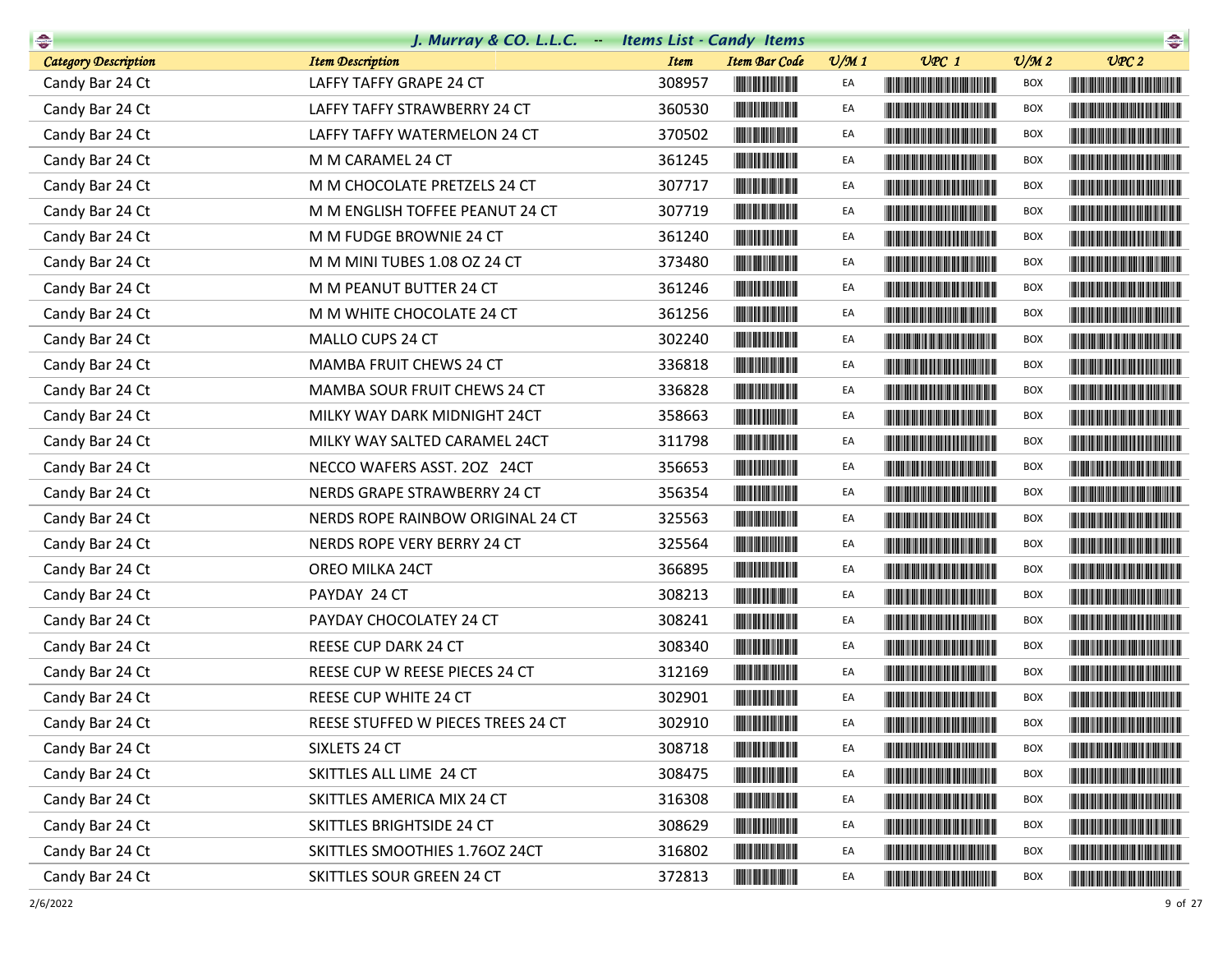## J. Murray & CO. L.L.C. -- Items List - Candy Items

| Category Description | Item Description | Item | Item Bar Code | U/M 1 | UPC 1 | U/M 2 | UPC 2 |
|---|---|---|---|---|---|---|---|
| Candy Bar 24 Ct | LAFFY TAFFY GRAPE 24 CT | 308957 | | EA | | BOX | |
| Candy Bar 24 Ct | LAFFY TAFFY STRAWBERRY 24 CT | 360530 | | EA | | BOX | |
| Candy Bar 24 Ct | LAFFY TAFFY WATERMELON 24 CT | 370502 | | EA | | BOX | |
| Candy Bar 24 Ct | M M CARAMEL 24 CT | 361245 | | EA | | BOX | |
| Candy Bar 24 Ct | M M CHOCOLATE PRETZELS 24 CT | 307717 | | EA | | BOX | |
| Candy Bar 24 Ct | M M ENGLISH TOFFEE PEANUT 24 CT | 307719 | | EA | | BOX | |
| Candy Bar 24 Ct | M M FUDGE BROWNIE 24 CT | 361240 | | EA | | BOX | |
| Candy Bar 24 Ct | M M MINI TUBES 1.08 OZ 24 CT | 373480 | | EA | | BOX | |
| Candy Bar 24 Ct | M M PEANUT BUTTER 24 CT | 361246 | | EA | | BOX | |
| Candy Bar 24 Ct | M M WHITE CHOCOLATE 24 CT | 361256 | | EA | | BOX | |
| Candy Bar 24 Ct | MALLO CUPS 24 CT | 302240 | | EA | | BOX | |
| Candy Bar 24 Ct | MAMBA FRUIT CHEWS 24 CT | 336818 | | EA | | BOX | |
| Candy Bar 24 Ct | MAMBA SOUR FRUIT CHEWS 24 CT | 336828 | | EA | | BOX | |
| Candy Bar 24 Ct | MILKY WAY DARK MIDNIGHT 24CT | 358663 | | EA | | BOX | |
| Candy Bar 24 Ct | MILKY WAY SALTED CARAMEL 24CT | 311798 | | EA | | BOX | |
| Candy Bar 24 Ct | NECCO WAFERS ASST. 2OZ 24CT | 356653 | | EA | | BOX | |
| Candy Bar 24 Ct | NERDS GRAPE STRAWBERRY 24 CT | 356354 | | EA | | BOX | |
| Candy Bar 24 Ct | NERDS ROPE RAINBOW ORIGINAL 24 CT | 325563 | | EA | | BOX | |
| Candy Bar 24 Ct | NERDS ROPE VERY BERRY 24 CT | 325564 | | EA | | BOX | |
| Candy Bar 24 Ct | OREO MILKA 24CT | 366895 | | EA | | BOX | |
| Candy Bar 24 Ct | PAYDAY 24 CT | 308213 | | EA | | BOX | |
| Candy Bar 24 Ct | PAYDAY CHOCOLATEY 24 CT | 308241 | | EA | | BOX | |
| Candy Bar 24 Ct | REESE CUP DARK 24 CT | 308340 | | EA | | BOX | |
| Candy Bar 24 Ct | REESE CUP W REESE PIECES 24 CT | 312169 | | EA | | BOX | |
| Candy Bar 24 Ct | REESE CUP WHITE 24 CT | 302901 | | EA | | BOX | |
| Candy Bar 24 Ct | REESE STUFFED W PIECES TREES 24 CT | 302910 | | EA | | BOX | |
| Candy Bar 24 Ct | SIXLETS 24 CT | 308718 | | EA | | BOX | |
| Candy Bar 24 Ct | SKITTLES ALL LIME 24 CT | 308475 | | EA | | BOX | |
| Candy Bar 24 Ct | SKITTLES AMERICA MIX 24 CT | 316308 | | EA | | BOX | |
| Candy Bar 24 Ct | SKITTLES BRIGHTSIDE 24 CT | 308629 | | EA | | BOX | |
| Candy Bar 24 Ct | SKITTLES SMOOTHIES 1.76OZ 24CT | 316802 | | EA | | BOX | |
| Candy Bar 24 Ct | SKITTLES SOUR GREEN 24 CT | 372813 | | EA | | BOX | |

2/6/2022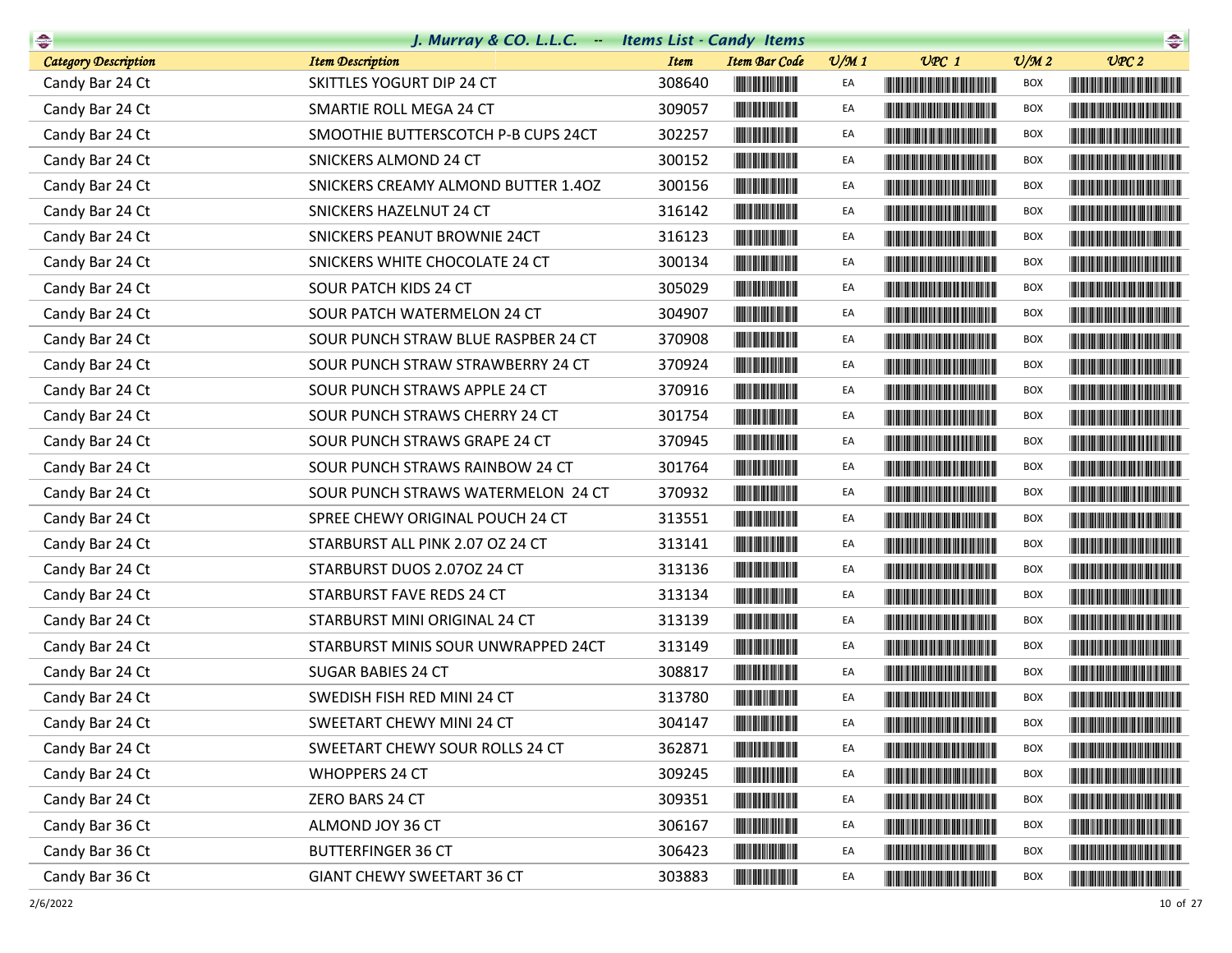# J. Murray & CO. L.L.C. -- Items List - Candy Items

| Category Description | Item Description | Item | Item Bar Code | U/M 1 | UPC 1 | U/M 2 | UPC 2 |
|---|---|---|---|---|---|---|---|
| Candy Bar 24 Ct | SKITTLES YOGURT DIP 24 CT | 308640 | | EA | | BOX | |
| Candy Bar 24 Ct | SMARTIE ROLL MEGA 24 CT | 309057 | | EA | | BOX | |
| Candy Bar 24 Ct | SMOOTHIE BUTTERSCOTCH P-B CUPS 24CT | 302257 | | EA | | BOX | |
| Candy Bar 24 Ct | SNICKERS ALMOND 24 CT | 300152 | | EA | | BOX | |
| Candy Bar 24 Ct | SNICKERS CREAMY ALMOND BUTTER 1.4OZ | 300156 | | EA | | BOX | |
| Candy Bar 24 Ct | SNICKERS HAZELNUT 24 CT | 316142 | | EA | | BOX | |
| Candy Bar 24 Ct | SNICKERS PEANUT BROWNIE 24CT | 316123 | | EA | | BOX | |
| Candy Bar 24 Ct | SNICKERS WHITE CHOCOLATE 24 CT | 300134 | | EA | | BOX | |
| Candy Bar 24 Ct | SOUR PATCH KIDS 24 CT | 305029 | | EA | | BOX | |
| Candy Bar 24 Ct | SOUR PATCH WATERMELON 24 CT | 304907 | | EA | | BOX | |
| Candy Bar 24 Ct | SOUR PUNCH STRAW BLUE RASPBER 24 CT | 370908 | | EA | | BOX | |
| Candy Bar 24 Ct | SOUR PUNCH STRAW STRAWBERRY 24 CT | 370924 | | EA | | BOX | |
| Candy Bar 24 Ct | SOUR PUNCH STRAWS APPLE 24 CT | 370916 | | EA | | BOX | |
| Candy Bar 24 Ct | SOUR PUNCH STRAWS CHERRY 24 CT | 301754 | | EA | | BOX | |
| Candy Bar 24 Ct | SOUR PUNCH STRAWS GRAPE 24 CT | 370945 | | EA | | BOX | |
| Candy Bar 24 Ct | SOUR PUNCH STRAWS RAINBOW 24 CT | 301764 | | EA | | BOX | |
| Candy Bar 24 Ct | SOUR PUNCH STRAWS WATERMELON 24 CT | 370932 | | EA | | BOX | |
| Candy Bar 24 Ct | SPREE CHEWY ORIGINAL POUCH 24 CT | 313551 | | EA | | BOX | |
| Candy Bar 24 Ct | STARBURST ALL PINK 2.07 OZ 24 CT | 313141 | | EA | | BOX | |
| Candy Bar 24 Ct | STARBURST DUOS 2.07OZ 24 CT | 313136 | | EA | | BOX | |
| Candy Bar 24 Ct | STARBURST FAVE REDS 24 CT | 313134 | | EA | | BOX | |
| Candy Bar 24 Ct | STARBURST MINI ORIGINAL 24 CT | 313139 | | EA | | BOX | |
| Candy Bar 24 Ct | STARBURST MINIS SOUR UNWRAPPED 24CT | 313149 | | EA | | BOX | |
| Candy Bar 24 Ct | SUGAR BABIES 24 CT | 308817 | | EA | | BOX | |
| Candy Bar 24 Ct | SWEDISH FISH RED MINI 24 CT | 313780 | | EA | | BOX | |
| Candy Bar 24 Ct | SWEETART CHEWY MINI 24 CT | 304147 | | EA | | BOX | |
| Candy Bar 24 Ct | SWEETART CHEWY SOUR ROLLS 24 CT | 362871 | | EA | | BOX | |
| Candy Bar 24 Ct | WHOPPERS 24 CT | 309245 | | EA | | BOX | |
| Candy Bar 24 Ct | ZERO BARS 24 CT | 309351 | | EA | | BOX | |
| Candy Bar 36 Ct | ALMOND JOY 36 CT | 306167 | | EA | | BOX | |
| Candy Bar 36 Ct | BUTTERFINGER 36 CT | 306423 | | EA | | BOX | |
| Candy Bar 36 Ct | GIANT CHEWY SWEETART 36 CT | 303883 | | EA | | BOX | |

2/6/2022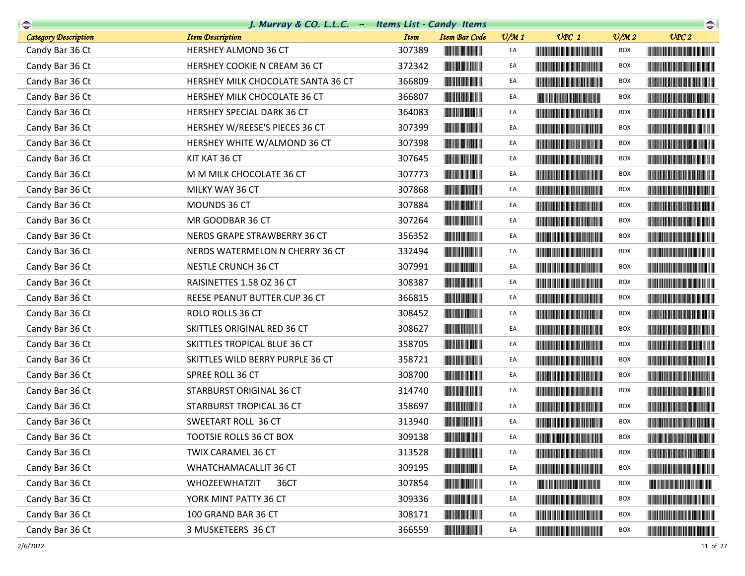| Category Description | Item Description | Item | Item Bar Code | U/M 1 | UPC 1 | U/M 2 | UPC 2 |
|---|---|---|---|---|---|---|---|
| Candy Bar 36 Ct | HERSHEY ALMOND 36 CT | 307389 | | EA | | BOX | |
| Candy Bar 36 Ct | HERSHEY COOKIE N CREAM 36 CT | 372342 | | EA | | BOX | |
| Candy Bar 36 Ct | HERSHEY MILK CHOCOLATE SANTA 36 CT | 366809 | | EA | | BOX | |
| Candy Bar 36 Ct | HERSHEY MILK CHOCOLATE 36 CT | 366807 | | EA | | BOX | |
| Candy Bar 36 Ct | HERSHEY SPECIAL DARK 36 CT | 364083 | | EA | | BOX | |
| Candy Bar 36 Ct | HERSHEY W/REESE'S PIECES 36 CT | 307399 | | EA | | BOX | |
| Candy Bar 36 Ct | HERSHEY WHITE W/ALMOND 36 CT | 307398 | | EA | | BOX | |
| Candy Bar 36 Ct | KIT KAT 36 CT | 307645 | | EA | | BOX | |
| Candy Bar 36 Ct | M M MILK CHOCOLATE 36 CT | 307773 | | EA | | BOX | |
| Candy Bar 36 Ct | MILKY WAY 36 CT | 307868 | | EA | | BOX | |
| Candy Bar 36 Ct | MOUNDS 36 CT | 307884 | | EA | | BOX | |
| Candy Bar 36 Ct | MR GOODBAR 36 CT | 307264 | | EA | | BOX | |
| Candy Bar 36 Ct | NERDS GRAPE STRAWBERRY 36 CT | 356352 | | EA | | BOX | |
| Candy Bar 36 Ct | NERDS WATERMELON N CHERRY 36 CT | 332494 | | EA | | BOX | |
| Candy Bar 36 Ct | NESTLE CRUNCH 36 CT | 307991 | | EA | | BOX | |
| Candy Bar 36 Ct | RAISINETTES 1.58 OZ 36 CT | 308387 | | EA | | BOX | |
| Candy Bar 36 Ct | REESE PEANUT BUTTER CUP 36 CT | 366815 | | EA | | BOX | |
| Candy Bar 36 Ct | ROLO ROLLS 36 CT | 308452 | | EA | | BOX | |
| Candy Bar 36 Ct | SKITTLES ORIGINAL RED 36 CT | 308627 | | EA | | BOX | |
| Candy Bar 36 Ct | SKITTLES TROPICAL BLUE 36 CT | 358705 | | EA | | BOX | |
| Candy Bar 36 Ct | SKITTLES WILD BERRY PURPLE 36 CT | 358721 | | EA | | BOX | |
| Candy Bar 36 Ct | SPREE ROLL 36 CT | 308700 | | EA | | BOX | |
| Candy Bar 36 Ct | STARBURST ORIGINAL 36 CT | 314740 | | EA | | BOX | |
| Candy Bar 36 Ct | STARBURST TROPICAL 36 CT | 358697 | | EA | | BOX | |
| Candy Bar 36 Ct | SWEETART ROLL 36 CT | 313940 | | EA | | BOX | |
| Candy Bar 36 Ct | TOOTSIE ROLLS 36 CT BOX | 309138 | | EA | | BOX | |
| Candy Bar 36 Ct | TWIX CARAMEL 36 CT | 313528 | | EA | | BOX | |
| Candy Bar 36 Ct | WHATCHAMACALLIT 36 CT | 309195 | | EA | | BOX | |
| Candy Bar 36 Ct | WHOZEEWHATZIT 36CT | 307854 | | EA | | BOX | |
| Candy Bar 36 Ct | YORK MINT PATTY 36 CT | 309336 | | EA | | BOX | |
| Candy Bar 36 Ct | 100 GRAND BAR 36 CT | 308171 | | EA | | BOX | |
| Candy Bar 36 Ct | 3 MUSKETEERS 36 CT | 366559 | | EA | | BOX | |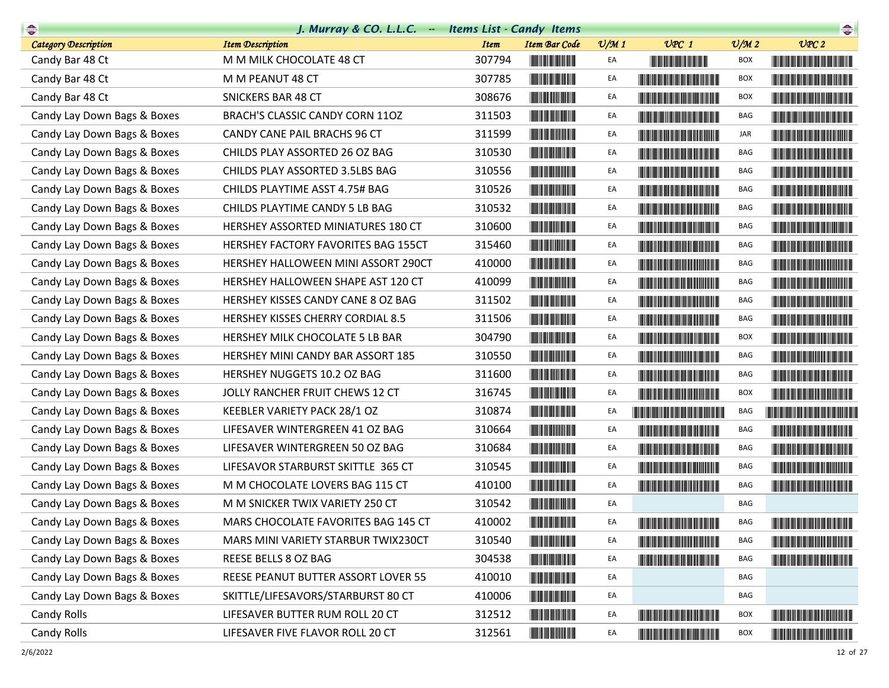## J. Murray & CO. L.L.C. -- Items List - Candy Items

| Category Description | Item Description | Item | Item Bar Code | U/M 1 | UPC 1 | U/M 2 | UPC 2 |
|---|---|---|---|---|---|---|---|
| Candy Bar 48 Ct | M M MILK CHOCOLATE 48 CT | 307794 | | EA | | BOX | |
| Candy Bar 48 Ct | M M PEANUT 48 CT | 307785 | | EA | | BOX | |
| Candy Bar 48 Ct | SNICKERS BAR 48 CT | 308676 | | EA | | BOX | |
| Candy Lay Down Bags & Boxes | BRACH'S CLASSIC CANDY CORN 11OZ | 311503 | | EA | | BAG | |
| Candy Lay Down Bags & Boxes | CANDY CANE PAIL BRACHS 96 CT | 311599 | | EA | | JAR | |
| Candy Lay Down Bags & Boxes | CHILDS PLAY ASSORTED 26 OZ BAG | 310530 | | EA | | BAG | |
| Candy Lay Down Bags & Boxes | CHILDS PLAY ASSORTED 3.5LBS BAG | 310556 | | EA | | BAG | |
| Candy Lay Down Bags & Boxes | CHILDS PLAYTIME ASST 4.75# BAG | 310526 | | EA | | BAG | |
| Candy Lay Down Bags & Boxes | CHILDS PLAYTIME CANDY 5 LB BAG | 310532 | | EA | | BAG | |
| Candy Lay Down Bags & Boxes | HERSHEY ASSORTED MINIATURES 180 CT | 310600 | | EA | | BAG | |
| Candy Lay Down Bags & Boxes | HERSHEY FACTORY FAVORITES BAG 155CT | 315460 | | EA | | BAG | |
| Candy Lay Down Bags & Boxes | HERSHEY HALLOWEEN MINI ASSORT 290CT | 410000 | | EA | | BAG | |
| Candy Lay Down Bags & Boxes | HERSHEY HALLOWEEN SHAPE AST 120 CT | 410099 | | EA | | BAG | |
| Candy Lay Down Bags & Boxes | HERSHEY KISSES CANDY CANE 8 OZ BAG | 311502 | | EA | | BAG | |
| Candy Lay Down Bags & Boxes | HERSHEY KISSES CHERRY CORDIAL 8.5 | 311506 | | EA | | BAG | |
| Candy Lay Down Bags & Boxes | HERSHEY MILK CHOCOLATE 5 LB BAR | 304790 | | EA | | BOX | |
| Candy Lay Down Bags & Boxes | HERSHEY MINI CANDY BAR ASSORT 185 | 310550 | | EA | | BAG | |
| Candy Lay Down Bags & Boxes | HERSHEY NUGGETS 10.2 OZ BAG | 311600 | | EA | | BAG | |
| Candy Lay Down Bags & Boxes | JOLLY RANCHER FRUIT CHEWS 12 CT | 316745 | | EA | | BOX | |
| Candy Lay Down Bags & Boxes | KEEBLER VARIETY PACK 28/1 OZ | 310874 | | EA | | BAG | |
| Candy Lay Down Bags & Boxes | LIFESAVER WINTERGREEN 41 OZ BAG | 310664 | | EA | | BAG | |
| Candy Lay Down Bags & Boxes | LIFESAVER WINTERGREEN 50 OZ BAG | 310684 | | EA | | BAG | |
| Candy Lay Down Bags & Boxes | LIFESAVOR STARBURST SKITTLE 365 CT | 310545 | | EA | | BAG | |
| Candy Lay Down Bags & Boxes | M M CHOCOLATE LOVERS BAG 115 CT | 410100 | | EA | | BAG | |
| Candy Lay Down Bags & Boxes | M M SNICKER TWIX VARIETY 250 CT | 310542 | | EA | | BAG | |
| Candy Lay Down Bags & Boxes | MARS CHOCOLATE FAVORITES BAG 145 CT | 410002 | | EA | | BAG | |
| Candy Lay Down Bags & Boxes | MARS MINI VARIETY STARBUR TWIX230CT | 310540 | | EA | | BAG | |
| Candy Lay Down Bags & Boxes | REESE BELLS 8 OZ BAG | 304538 | | EA | | BAG | |
| Candy Lay Down Bags & Boxes | REESE PEANUT BUTTER ASSORT LOVER 55 | 410010 | | EA | | BAG | |
| Candy Lay Down Bags & Boxes | SKITTLE/LIFESAVORS/STARBURST 80 CT | 410006 | | EA | | BAG | |
| Candy Rolls | LIFESAVER BUTTER RUM ROLL 20 CT | 312512 | | EA | | BOX | |
| Candy Rolls | LIFESAVER FIVE FLAVOR ROLL 20 CT | 312561 | | EA | | BOX | |

2/6/2022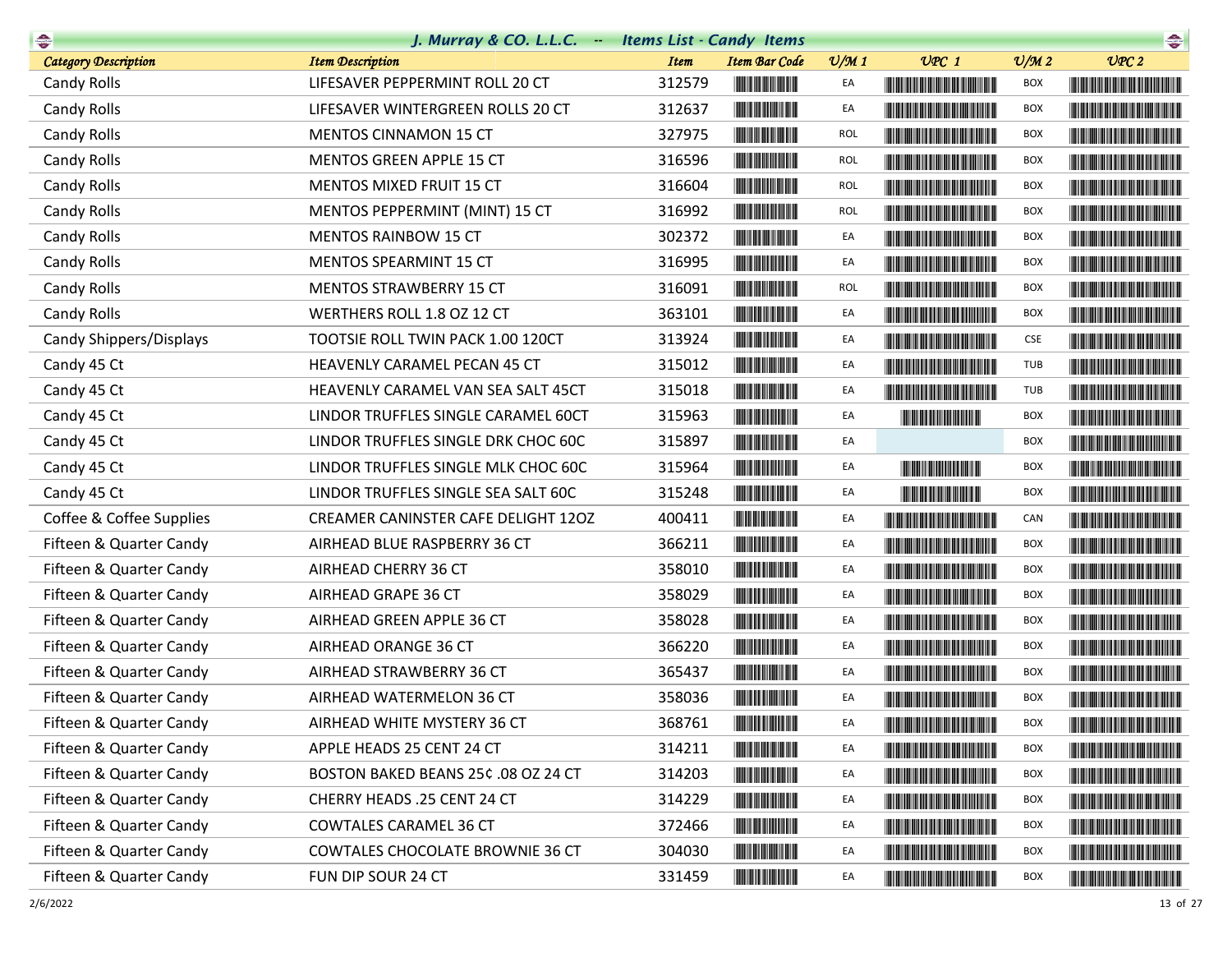# J. Murray & CO. L.L.C. -- Items List - Candy Items

| Category Description | Item Description | Item | Item Bar Code | U/M 1 | UPC 1 | U/M 2 | UPC 2 |
|---|---|---|---|---|---|---|---|
| Candy Rolls | LIFESAVER PEPPERMINT ROLL 20 CT | 312579 | | EA | | BOX | |
| Candy Rolls | LIFESAVER WINTERGREEN ROLLS 20 CT | 312637 | | EA | | BOX | |
| Candy Rolls | MENTOS CINNAMON 15 CT | 327975 | | ROL | | BOX | |
| Candy Rolls | MENTOS GREEN APPLE 15 CT | 316596 | | ROL | | BOX | |
| Candy Rolls | MENTOS MIXED FRUIT 15 CT | 316604 | | ROL | | BOX | |
| Candy Rolls | MENTOS PEPPERMINT (MINT) 15 CT | 316992 | | ROL | | BOX | |
| Candy Rolls | MENTOS RAINBOW 15 CT | 302372 | | EA | | BOX | |
| Candy Rolls | MENTOS SPEARMINT 15 CT | 316995 | | EA | | BOX | |
| Candy Rolls | MENTOS STRAWBERRY 15 CT | 316091 | | ROL | | BOX | |
| Candy Rolls | WERTHERS ROLL 1.8 OZ 12 CT | 363101 | | EA | | BOX | |
| Candy Shippers/Displays | TOOTSIE ROLL TWIN PACK 1.00 120CT | 313924 | | EA | | CSE | |
| Candy 45 Ct | HEAVENLY CARAMEL PECAN 45 CT | 315012 | | EA | | TUB | |
| Candy 45 Ct | HEAVENLY CARAMEL VAN SEA SALT 45CT | 315018 | | EA | | TUB | |
| Candy 45 Ct | LINDOR TRUFFLES SINGLE CARAMEL 60CT | 315963 | | EA | | BOX | |
| Candy 45 Ct | LINDOR TRUFFLES SINGLE DRK CHOC 60C | 315897 | | EA | | BOX | |
| Candy 45 Ct | LINDOR TRUFFLES SINGLE MLK CHOC 60C | 315964 | | EA | | BOX | |
| Candy 45 Ct | LINDOR TRUFFLES SINGLE SEA SALT 60C | 315248 | | EA | | BOX | |
| Coffee & Coffee Supplies | CREAMER CANINSTER CAFE DELIGHT 12OZ | 400411 | | EA | | CAN | |
| Fifteen & Quarter Candy | AIRHEAD BLUE RASPBERRY 36 CT | 366211 | | EA | | BOX | |
| Fifteen & Quarter Candy | AIRHEAD CHERRY 36 CT | 358010 | | EA | | BOX | |
| Fifteen & Quarter Candy | AIRHEAD GRAPE 36 CT | 358029 | | EA | | BOX | |
| Fifteen & Quarter Candy | AIRHEAD GREEN APPLE 36 CT | 358028 | | EA | | BOX | |
| Fifteen & Quarter Candy | AIRHEAD ORANGE 36 CT | 366220 | | EA | | BOX | |
| Fifteen & Quarter Candy | AIRHEAD STRAWBERRY 36 CT | 365437 | | EA | | BOX | |
| Fifteen & Quarter Candy | AIRHEAD WATERMELON 36 CT | 358036 | | EA | | BOX | |
| Fifteen & Quarter Candy | AIRHEAD WHITE MYSTERY 36 CT | 368761 | | EA | | BOX | |
| Fifteen & Quarter Candy | APPLE HEADS 25 CENT 24 CT | 314211 | | EA | | BOX | |
| Fifteen & Quarter Candy | BOSTON BAKED BEANS 25¢ .08 OZ 24 CT | 314203 | | EA | | BOX | |
| Fifteen & Quarter Candy | CHERRY HEADS .25 CENT 24 CT | 314229 | | EA | | BOX | |
| Fifteen & Quarter Candy | COWTALES CARAMEL 36 CT | 372466 | | EA | | BOX | |
| Fifteen & Quarter Candy | COWTALES CHOCOLATE BROWNIE 36 CT | 304030 | | EA | | BOX | |
| Fifteen & Quarter Candy | FUN DIP SOUR 24 CT | 331459 | | EA | | BOX | |

2/6/2022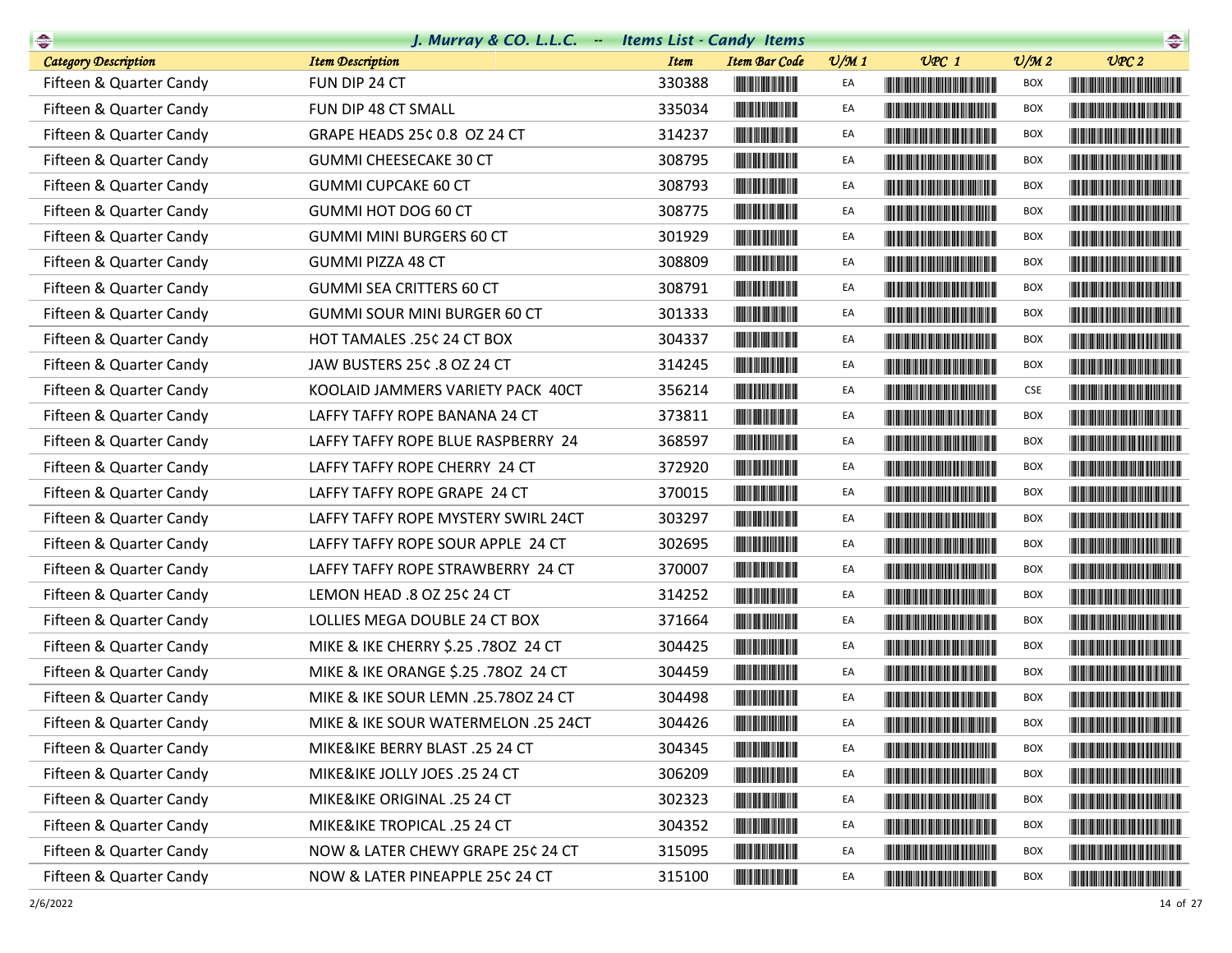## J. Murray & CO. L.L.C. -- Items List - Candy Items

| Category Description | Item Description | Item | Item Bar Code | U/M 1 | UPC 1 | U/M 2 | UPC 2 |
|---|---|---|---|---|---|---|---|
| Fifteen & Quarter Candy | FUN DIP 24 CT | 330388 | | EA | | BOX | |
| Fifteen & Quarter Candy | FUN DIP 48 CT SMALL | 335034 | | EA | | BOX | |
| Fifteen & Quarter Candy | GRAPE HEADS 25¢ 0.8 OZ 24 CT | 314237 | | EA | | BOX | |
| Fifteen & Quarter Candy | GUMMI CHEESECAKE 30 CT | 308795 | | EA | | BOX | |
| Fifteen & Quarter Candy | GUMMI CUPCAKE 60 CT | 308793 | | EA | | BOX | |
| Fifteen & Quarter Candy | GUMMI HOT DOG 60 CT | 308775 | | EA | | BOX | |
| Fifteen & Quarter Candy | GUMMI MINI BURGERS 60 CT | 301929 | | EA | | BOX | |
| Fifteen & Quarter Candy | GUMMI PIZZA 48 CT | 308809 | | EA | | BOX | |
| Fifteen & Quarter Candy | GUMMI SEA CRITTERS 60 CT | 308791 | | EA | | BOX | |
| Fifteen & Quarter Candy | GUMMI SOUR MINI BURGER 60 CT | 301333 | | EA | | BOX | |
| Fifteen & Quarter Candy | HOT TAMALES .25¢ 24 CT BOX | 304337 | | EA | | BOX | |
| Fifteen & Quarter Candy | JAW BUSTERS 25¢ .8 OZ 24 CT | 314245 | | EA | | BOX | |
| Fifteen & Quarter Candy | KOOLAID JAMMERS VARIETY PACK 40CT | 356214 | | EA | | CSE | |
| Fifteen & Quarter Candy | LAFFY TAFFY ROPE BANANA 24 CT | 373811 | | EA | | BOX | |
| Fifteen & Quarter Candy | LAFFY TAFFY ROPE BLUE RASPBERRY 24 | 368597 | | EA | | BOX | |
| Fifteen & Quarter Candy | LAFFY TAFFY ROPE CHERRY 24 CT | 372920 | | EA | | BOX | |
| Fifteen & Quarter Candy | LAFFY TAFFY ROPE GRAPE 24 CT | 370015 | | EA | | BOX | |
| Fifteen & Quarter Candy | LAFFY TAFFY ROPE MYSTERY SWIRL 24CT | 303297 | | EA | | BOX | |
| Fifteen & Quarter Candy | LAFFY TAFFY ROPE SOUR APPLE 24 CT | 302695 | | EA | | BOX | |
| Fifteen & Quarter Candy | LAFFY TAFFY ROPE STRAWBERRY 24 CT | 370007 | | EA | | BOX | |
| Fifteen & Quarter Candy | LEMON HEAD .8 OZ 25¢ 24 CT | 314252 | | EA | | BOX | |
| Fifteen & Quarter Candy | LOLLIES MEGA DOUBLE 24 CT BOX | 371664 | | EA | | BOX | |
| Fifteen & Quarter Candy | MIKE & IKE CHERRY $.25 .78OZ 24 CT | 304425 | | EA | | BOX | |
| Fifteen & Quarter Candy | MIKE & IKE ORANGE $.25 .78OZ 24 CT | 304459 | | EA | | BOX | |
| Fifteen & Quarter Candy | MIKE & IKE SOUR LEMN .25.78OZ 24 CT | 304498 | | EA | | BOX | |
| Fifteen & Quarter Candy | MIKE & IKE SOUR WATERMELON .25 24CT | 304426 | | EA | | BOX | |
| Fifteen & Quarter Candy | MIKE&IKE BERRY BLAST .25 24 CT | 304345 | | EA | | BOX | |
| Fifteen & Quarter Candy | MIKE&IKE JOLLY JOES .25 24 CT | 306209 | | EA | | BOX | |
| Fifteen & Quarter Candy | MIKE&IKE ORIGINAL .25 24 CT | 302323 | | EA | | BOX | |
| Fifteen & Quarter Candy | MIKE&IKE TROPICAL .25 24 CT | 304352 | | EA | | BOX | |
| Fifteen & Quarter Candy | NOW & LATER CHEWY GRAPE 25¢ 24 CT | 315095 | | EA | | BOX | |
| Fifteen & Quarter Candy | NOW & LATER PINEAPPLE 25¢ 24 CT | 315100 | | EA | | BOX | |

2/6/2022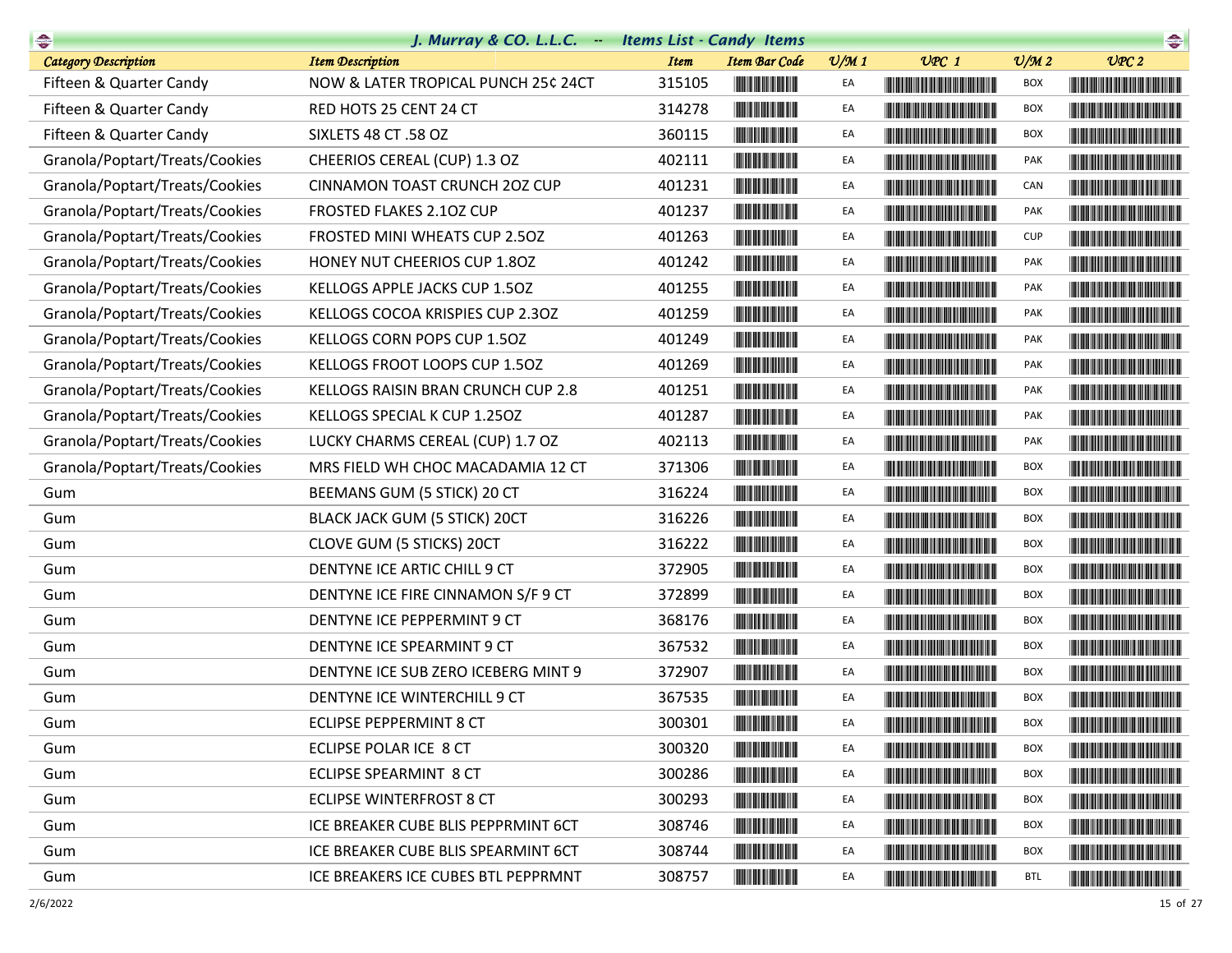| Category Description | Item Description | Item | Item Bar Code | U/M 1 | UPC 1 | U/M 2 | UPC 2 |
|---|---|---|---|---|---|---|---|
| Fifteen & Quarter Candy | NOW & LATER TROPICAL PUNCH 25¢ 24CT | 315105 | | EA | | BOX | |
| Fifteen & Quarter Candy | RED HOTS 25 CENT 24 CT | 314278 | | EA | | BOX | |
| Fifteen & Quarter Candy | SIXLETS 48 CT .58 OZ | 360115 | | EA | | BOX | |
| Granola/Poptart/Treats/Cookies | CHEERIOS CEREAL (CUP) 1.3 OZ | 402111 | | EA | | PAK | |
| Granola/Poptart/Treats/Cookies | CINNAMON TOAST CRUNCH 2OZ CUP | 401231 | | EA | | CAN | |
| Granola/Poptart/Treats/Cookies | FROSTED FLAKES 2.1OZ CUP | 401237 | | EA | | PAK | |
| Granola/Poptart/Treats/Cookies | FROSTED MINI WHEATS CUP 2.5OZ | 401263 | | EA | | CUP | |
| Granola/Poptart/Treats/Cookies | HONEY NUT CHEERIOS CUP 1.8OZ | 401242 | | EA | | PAK | |
| Granola/Poptart/Treats/Cookies | KELLOGS APPLE JACKS CUP 1.5OZ | 401255 | | EA | | PAK | |
| Granola/Poptart/Treats/Cookies | KELLOGS COCOA KRISPIES CUP 2.3OZ | 401259 | | EA | | PAK | |
| Granola/Poptart/Treats/Cookies | KELLOGS CORN POPS CUP 1.5OZ | 401249 | | EA | | PAK | |
| Granola/Poptart/Treats/Cookies | KELLOGS FROOT LOOPS CUP 1.5OZ | 401269 | | EA | | PAK | |
| Granola/Poptart/Treats/Cookies | KELLOGS RAISIN BRAN CRUNCH CUP 2.8 | 401251 | | EA | | PAK | |
| Granola/Poptart/Treats/Cookies | KELLOGS SPECIAL K CUP 1.25OZ | 401287 | | EA | | PAK | |
| Granola/Poptart/Treats/Cookies | LUCKY CHARMS CEREAL (CUP) 1.7 OZ | 402113 | | EA | | PAK | |
| Granola/Poptart/Treats/Cookies | MRS FIELD WH CHOC MACADAMIA 12 CT | 371306 | | EA | | BOX | |
| Gum | BEEMANS GUM (5 STICK) 20 CT | 316224 | | EA | | BOX | |
| Gum | BLACK JACK GUM (5 STICK) 20CT | 316226 | | EA | | BOX | |
| Gum | CLOVE GUM (5 STICKS) 20CT | 316222 | | EA | | BOX | |
| Gum | DENTYNE ICE ARTIC CHILL 9 CT | 372905 | | EA | | BOX | |
| Gum | DENTYNE ICE FIRE CINNAMON S/F 9 CT | 372899 | | EA | | BOX | |
| Gum | DENTYNE ICE PEPPERMINT 9 CT | 368176 | | EA | | BOX | |
| Gum | DENTYNE ICE SPEARMINT 9 CT | 367532 | | EA | | BOX | |
| Gum | DENTYNE ICE SUB ZERO ICEBERG MINT 9 | 372907 | | EA | | BOX | |
| Gum | DENTYNE ICE WINTERCHILL 9 CT | 367535 | | EA | | BOX | |
| Gum | ECLIPSE PEPPERMINT 8 CT | 300301 | | EA | | BOX | |
| Gum | ECLIPSE POLAR ICE 8 CT | 300320 | | EA | | BOX | |
| Gum | ECLIPSE SPEARMINT 8 CT | 300286 | | EA | | BOX | |
| Gum | ECLIPSE WINTERFROST 8 CT | 300293 | | EA | | BOX | |
| Gum | ICE BREAKER CUBE BLIS PEPPRMINT 6CT | 308746 | | EA | | BOX | |
| Gum | ICE BREAKER CUBE BLIS SPEARMINT 6CT | 308744 | | EA | | BOX | |
| Gum | ICE BREAKERS ICE CUBES BTL PEPPRMNT | 308757 | | EA | | BTL | |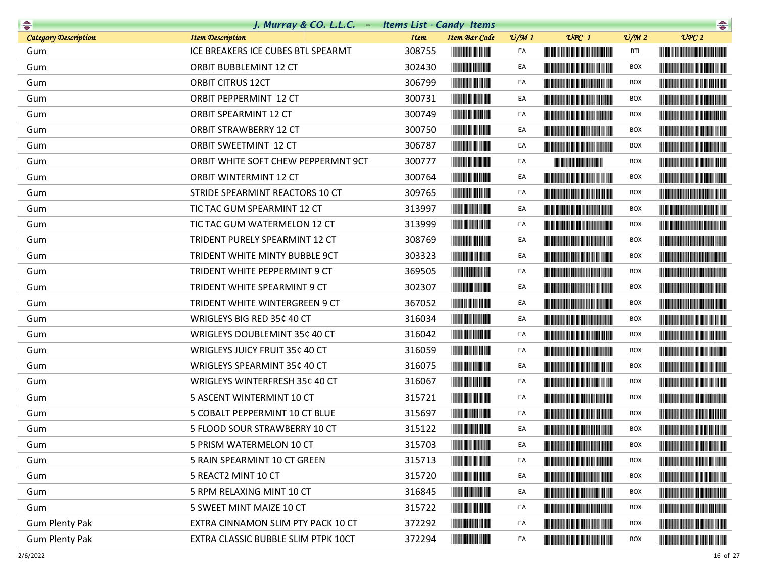## J. Murray & CO. L.L.C. -- Items List - Candy Items

| Category Description | Item Description | Item | Item Bar Code | U/M 1 | UPC 1 | U/M 2 | UPC 2 |
|---|---|---|---|---|---|---|---|
| Gum | ICE BREAKERS ICE CUBES BTL SPEARMT | 308755 | | EA | | BTL | |
| Gum | ORBIT BUBBLEMINT 12 CT | 302430 | | EA | | BOX | |
| Gum | ORBIT CITRUS 12CT | 306799 | | EA | | BOX | |
| Gum | ORBIT PEPPERMINT 12 CT | 300731 | | EA | | BOX | |
| Gum | ORBIT SPEARMINT 12 CT | 300749 | | EA | | BOX | |
| Gum | ORBIT STRAWBERRY 12 CT | 300750 | | EA | | BOX | |
| Gum | ORBIT SWEETMINT 12 CT | 306787 | | EA | | BOX | |
| Gum | ORBIT WHITE SOFT CHEW PEPPERMNT 9CT | 300777 | | EA | | BOX | |
| Gum | ORBIT WINTERMINT 12 CT | 300764 | | EA | | BOX | |
| Gum | STRIDE SPEARMINT REACTORS 10 CT | 309765 | | EA | | BOX | |
| Gum | TIC TAC GUM SPEARMINT 12 CT | 313997 | | EA | | BOX | |
| Gum | TIC TAC GUM WATERMELON 12 CT | 313999 | | EA | | BOX | |
| Gum | TRIDENT PURELY SPEARMINT 12 CT | 308769 | | EA | | BOX | |
| Gum | TRIDENT WHITE MINTY BUBBLE 9CT | 303323 | | EA | | BOX | |
| Gum | TRIDENT WHITE PEPPERMINT 9 CT | 369505 | | EA | | BOX | |
| Gum | TRIDENT WHITE SPEARMINT 9 CT | 302307 | | EA | | BOX | |
| Gum | TRIDENT WHITE WINTERGREEN 9 CT | 367052 | | EA | | BOX | |
| Gum | WRIGLEYS BIG RED 35¢ 40 CT | 316034 | | EA | | BOX | |
| Gum | WRIGLEYS DOUBLEMINT 35¢ 40 CT | 316042 | | EA | | BOX | |
| Gum | WRIGLEYS JUICY FRUIT 35¢ 40 CT | 316059 | | EA | | BOX | |
| Gum | WRIGLEYS SPEARMINT 35¢ 40 CT | 316075 | | EA | | BOX | |
| Gum | WRIGLEYS WINTERFRESH 35¢ 40 CT | 316067 | | EA | | BOX | |
| Gum | 5 ASCENT WINTERMINT 10 CT | 315721 | | EA | | BOX | |
| Gum | 5 COBALT PEPPERMINT 10 CT BLUE | 315697 | | EA | | BOX | |
| Gum | 5 FLOOD SOUR STRAWBERRY 10 CT | 315122 | | EA | | BOX | |
| Gum | 5 PRISM WATERMELON 10 CT | 315703 | | EA | | BOX | |
| Gum | 5 RAIN SPEARMINT 10 CT GREEN | 315713 | | EA | | BOX | |
| Gum | 5 REACT2 MINT 10 CT | 315720 | | EA | | BOX | |
| Gum | 5 RPM RELAXING MINT 10 CT | 316845 | | EA | | BOX | |
| Gum | 5 SWEET MINT MAIZE 10 CT | 315722 | | EA | | BOX | |
| Gum Plenty Pak | EXTRA CINNAMON SLIM PTY PACK 10 CT | 372292 | | EA | | BOX | |
| Gum Plenty Pak | EXTRA CLASSIC BUBBLE SLIM PTPK 10CT | 372294 | | EA | | BOX | |

2/6/2022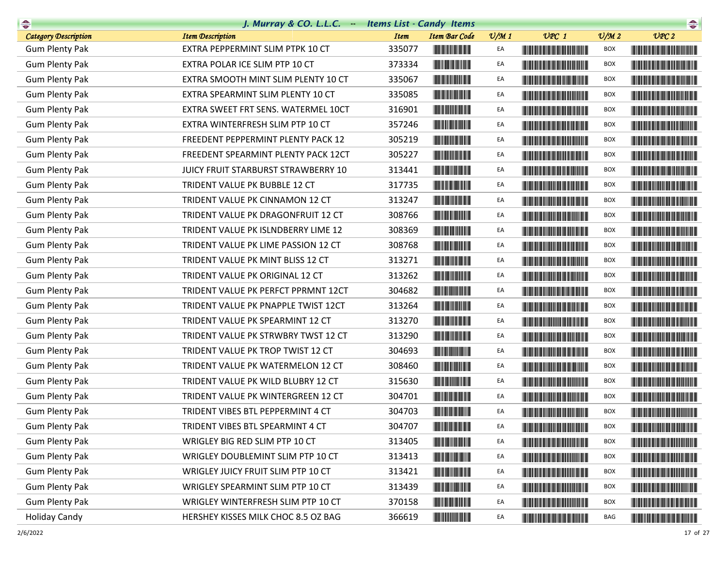## J. Murray & CO. L.L.C. -- Items List - Candy Items

| Category Description | Item Description | Item | Item Bar Code | U/M 1 | UPC 1 | U/M 2 | UPC 2 |
|---|---|---|---|---|---|---|---|
| Gum Plenty Pak | EXTRA PEPPERMINT SLIM PTPK 10 CT | 335077 | | EA | | BOX | |
| Gum Plenty Pak | EXTRA POLAR ICE SLIM PTP 10 CT | 373334 | | EA | | BOX | |
| Gum Plenty Pak | EXTRA SMOOTH MINT SLIM PLENTY 10 CT | 335067 | | EA | | BOX | |
| Gum Plenty Pak | EXTRA SPEARMINT SLIM PLENTY 10 CT | 335085 | | EA | | BOX | |
| Gum Plenty Pak | EXTRA SWEET FRT SENS. WATERMEL 10CT | 316901 | | EA | | BOX | |
| Gum Plenty Pak | EXTRA WINTERFRESH SLIM PTP 10 CT | 357246 | | EA | | BOX | |
| Gum Plenty Pak | FREEDENT PEPPERMINT PLENTY PACK 12 | 305219 | | EA | | BOX | |
| Gum Plenty Pak | FREEDENT SPEARMINT PLENTY PACK 12CT | 305227 | | EA | | BOX | |
| Gum Plenty Pak | JUICY FRUIT STARBURST STRAWBERRY 10 | 313441 | | EA | | BOX | |
| Gum Plenty Pak | TRIDENT VALUE PK BUBBLE 12 CT | 317735 | | EA | | BOX | |
| Gum Plenty Pak | TRIDENT VALUE PK CINNAMON 12 CT | 313247 | | EA | | BOX | |
| Gum Plenty Pak | TRIDENT VALUE PK DRAGONFRUIT 12 CT | 308766 | | EA | | BOX | |
| Gum Plenty Pak | TRIDENT VALUE PK ISLNDBERRY LIME 12 | 308369 | | EA | | BOX | |
| Gum Plenty Pak | TRIDENT VALUE PK LIME PASSION 12 CT | 308768 | | EA | | BOX | |
| Gum Plenty Pak | TRIDENT VALUE PK MINT BLISS 12 CT | 313271 | | EA | | BOX | |
| Gum Plenty Pak | TRIDENT VALUE PK ORIGINAL 12 CT | 313262 | | EA | | BOX | |
| Gum Plenty Pak | TRIDENT VALUE PK PERFCT PPRMNT 12CT | 304682 | | EA | | BOX | |
| Gum Plenty Pak | TRIDENT VALUE PK PNAPPLE TWIST 12CT | 313264 | | EA | | BOX | |
| Gum Plenty Pak | TRIDENT VALUE PK SPEARMINT 12 CT | 313270 | | EA | | BOX | |
| Gum Plenty Pak | TRIDENT VALUE PK STRWBRY TWST 12 CT | 313290 | | EA | | BOX | |
| Gum Plenty Pak | TRIDENT VALUE PK TROP TWIST 12 CT | 304693 | | EA | | BOX | |
| Gum Plenty Pak | TRIDENT VALUE PK WATERMELON 12 CT | 308460 | | EA | | BOX | |
| Gum Plenty Pak | TRIDENT VALUE PK WILD BLUBRY 12 CT | 315630 | | EA | | BOX | |
| Gum Plenty Pak | TRIDENT VALUE PK WINTERGREEN 12 CT | 304701 | | EA | | BOX | |
| Gum Plenty Pak | TRIDENT VIBES BTL PEPPERMINT 4 CT | 304703 | | EA | | BOX | |
| Gum Plenty Pak | TRIDENT VIBES BTL SPEARMINT 4 CT | 304707 | | EA | | BOX | |
| Gum Plenty Pak | WRIGLEY BIG RED SLIM PTP 10 CT | 313405 | | EA | | BOX | |
| Gum Plenty Pak | WRIGLEY DOUBLEMINT SLIM PTP 10 CT | 313413 | | EA | | BOX | |
| Gum Plenty Pak | WRIGLEY JUICY FRUIT SLIM PTP 10 CT | 313421 | | EA | | BOX | |
| Gum Plenty Pak | WRIGLEY SPEARMINT SLIM PTP 10 CT | 313439 | | EA | | BOX | |
| Gum Plenty Pak | WRIGLEY WINTERFRESH SLIM PTP 10 CT | 370158 | | EA | | BOX | |
| Holiday Candy | HERSHEY KISSES MILK CHOC 8.5 OZ BAG | 366619 | | EA | | BAG | |

2/6/2022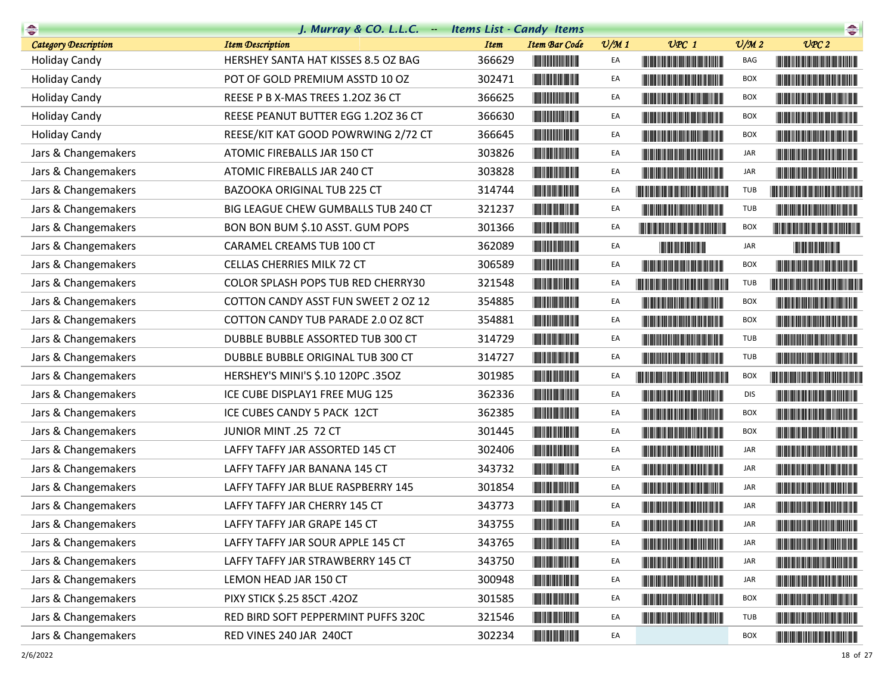## J. Murray & CO. L.L.C. -- Items List - Candy Items

| Category Description | Item Description | Item | Item Bar Code | U/M 1 | UPC 1 | U/M 2 | UPC 2 |
|---|---|---|---|---|---|---|---|
| Holiday Candy | HERSHEY SANTA HAT KISSES 8.5 OZ BAG | 366629 | | EA | | BAG | |
| Holiday Candy | POT OF GOLD PREMIUM ASSTD 10 OZ | 302471 | | EA | | BOX | |
| Holiday Candy | REESE P B X-MAS TREES 1.2OZ 36 CT | 366625 | | EA | | BOX | |
| Holiday Candy | REESE PEANUT BUTTER EGG 1.2OZ 36 CT | 366630 | | EA | | BOX | |
| Holiday Candy | REESE/KIT KAT GOOD POWRWING 2/72 CT | 366645 | | EA | | BOX | |
| Jars & Changemakers | ATOMIC FIREBALLS JAR 150 CT | 303826 | | EA | | JAR | |
| Jars & Changemakers | ATOMIC FIREBALLS JAR 240 CT | 303828 | | EA | | JAR | |
| Jars & Changemakers | BAZOOKA ORIGINAL TUB 225 CT | 314744 | | EA | | TUB | |
| Jars & Changemakers | BIG LEAGUE CHEW GUMBALLS TUB 240 CT | 321237 | | EA | | TUB | |
| Jars & Changemakers | BON BON BUM $.10 ASST. GUM POPS | 301366 | | EA | | BOX | |
| Jars & Changemakers | CARAMEL CREAMS TUB 100 CT | 362089 | | EA | | JAR | |
| Jars & Changemakers | CELLAS CHERRIES MILK 72 CT | 306589 | | EA | | BOX | |
| Jars & Changemakers | COLOR SPLASH POPS TUB RED CHERRY30 | 321548 | | EA | | TUB | |
| Jars & Changemakers | COTTON CANDY ASST FUN SWEET 2 OZ 12 | 354885 | | EA | | BOX | |
| Jars & Changemakers | COTTON CANDY TUB PARADE 2.0 OZ 8CT | 354881 | | EA | | BOX | |
| Jars & Changemakers | DUBBLE BUBBLE ASSORTED TUB 300 CT | 314729 | | EA | | TUB | |
| Jars & Changemakers | DUBBLE BUBBLE ORIGINAL TUB 300 CT | 314727 | | EA | | TUB | |
| Jars & Changemakers | HERSHEY'S MINI'S $.10 120PC .35OZ | 301985 | | EA | | BOX | |
| Jars & Changemakers | ICE CUBE DISPLAY1 FREE MUG 125 | 362336 | | EA | | DIS | |
| Jars & Changemakers | ICE CUBES CANDY 5 PACK 12CT | 362385 | | EA | | BOX | |
| Jars & Changemakers | JUNIOR MINT .25 72 CT | 301445 | | EA | | BOX | |
| Jars & Changemakers | LAFFY TAFFY JAR ASSORTED 145 CT | 302406 | | EA | | JAR | |
| Jars & Changemakers | LAFFY TAFFY JAR BANANA 145 CT | 343732 | | EA | | JAR | |
| Jars & Changemakers | LAFFY TAFFY JAR BLUE RASPBERRY 145 | 301854 | | EA | | JAR | |
| Jars & Changemakers | LAFFY TAFFY JAR CHERRY 145 CT | 343773 | | EA | | JAR | |
| Jars & Changemakers | LAFFY TAFFY JAR GRAPE 145 CT | 343755 | | EA | | JAR | |
| Jars & Changemakers | LAFFY TAFFY JAR SOUR APPLE 145 CT | 343765 | | EA | | JAR | |
| Jars & Changemakers | LAFFY TAFFY JAR STRAWBERRY 145 CT | 343750 | | EA | | JAR | |
| Jars & Changemakers | LEMON HEAD JAR 150 CT | 300948 | | EA | | JAR | |
| Jars & Changemakers | PIXY STICK $.25 85CT .42OZ | 301585 | | EA | | BOX | |
| Jars & Changemakers | RED BIRD SOFT PEPPERMINT PUFFS 320C | 321546 | | EA | | TUB | |
| Jars & Changemakers | RED VINES 240 JAR 240CT | 302234 | | EA | | BOX | |

2/6/2022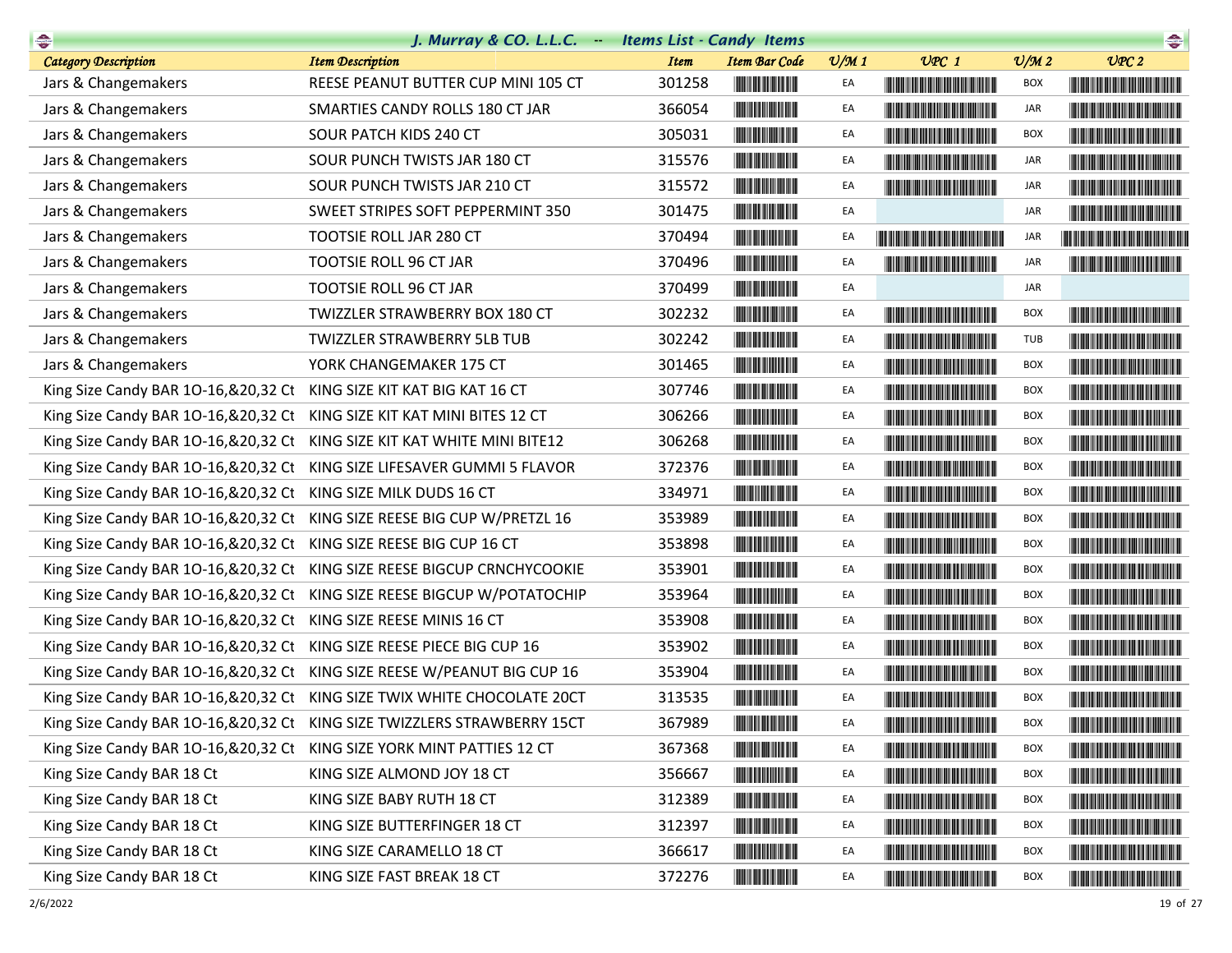# J. Murray & CO. L.L.C. -- Items List - Candy Items

| Category Description | Item Description | Item | Item Bar Code | U/M 1 | UPC 1 | U/M 2 | UPC 2 |
|---|---|---|---|---|---|---|---|
| Jars & Changemakers | REESE PEANUT BUTTER CUP MINI 105 CT | 301258 | | EA | | BOX | |
| Jars & Changemakers | SMARTIES CANDY ROLLS 180 CT JAR | 366054 | | EA | | JAR | |
| Jars & Changemakers | SOUR PATCH KIDS 240 CT | 305031 | | EA | | BOX | |
| Jars & Changemakers | SOUR PUNCH TWISTS JAR 180 CT | 315576 | | EA | | JAR | |
| Jars & Changemakers | SOUR PUNCH TWISTS JAR 210 CT | 315572 | | EA | | JAR | |
| Jars & Changemakers | SWEET STRIPES SOFT PEPPERMINT 350 | 301475 | | EA | | JAR | |
| Jars & Changemakers | TOOTSIE ROLL JAR 280 CT | 370494 | | EA | | JAR | |
| Jars & Changemakers | TOOTSIE ROLL 96 CT JAR | 370496 | | EA | | JAR | |
| Jars & Changemakers | TOOTSIE ROLL 96 CT JAR | 370499 | | EA | | JAR | |
| Jars & Changemakers | TWIZZLER STRAWBERRY BOX 180 CT | 302232 | | EA | | BOX | |
| Jars & Changemakers | TWIZZLER STRAWBERRY 5LB TUB | 302242 | | EA | | TUB | |
| Jars & Changemakers | YORK CHANGEMAKER 175 CT | 301465 | | EA | | BOX | |
| King Size Candy BAR 1O-16,&20,32 Ct | KING SIZE KIT KAT BIG KAT 16 CT | 307746 | | EA | | BOX | |
| King Size Candy BAR 1O-16,&20,32 Ct | KING SIZE KIT KAT MINI BITES 12 CT | 306266 | | EA | | BOX | |
| King Size Candy BAR 1O-16,&20,32 Ct | KING SIZE KIT KAT WHITE MINI BITE12 | 306268 | | EA | | BOX | |
| King Size Candy BAR 1O-16,&20,32 Ct | KING SIZE LIFESAVER GUMMI 5 FLAVOR | 372376 | | EA | | BOX | |
| King Size Candy BAR 1O-16,&20,32 Ct | KING SIZE MILK DUDS 16 CT | 334971 | | EA | | BOX | |
| King Size Candy BAR 1O-16,&20,32 Ct | KING SIZE REESE BIG CUP W/PRETZL 16 | 353989 | | EA | | BOX | |
| King Size Candy BAR 1O-16,&20,32 Ct | KING SIZE REESE BIG CUP 16 CT | 353898 | | EA | | BOX | |
| King Size Candy BAR 1O-16,&20,32 Ct | KING SIZE REESE BIGCUP CRNCHYCOOKIE | 353901 | | EA | | BOX | |
| King Size Candy BAR 1O-16,&20,32 Ct | KING SIZE REESE BIGCUP W/POTATOCHIP | 353964 | | EA | | BOX | |
| King Size Candy BAR 1O-16,&20,32 Ct | KING SIZE REESE MINIS 16 CT | 353908 | | EA | | BOX | |
| King Size Candy BAR 1O-16,&20,32 Ct | KING SIZE REESE PIECE BIG CUP 16 | 353902 | | EA | | BOX | |
| King Size Candy BAR 1O-16,&20,32 Ct | KING SIZE REESE W/PEANUT BIG CUP 16 | 353904 | | EA | | BOX | |
| King Size Candy BAR 1O-16,&20,32 Ct | KING SIZE TWIX WHITE CHOCOLATE 20CT | 313535 | | EA | | BOX | |
| King Size Candy BAR 1O-16,&20,32 Ct | KING SIZE TWIZZLERS STRAWBERRY 15CT | 367989 | | EA | | BOX | |
| King Size Candy BAR 1O-16,&20,32 Ct | KING SIZE YORK MINT PATTIES 12 CT | 367368 | | EA | | BOX | |
| King Size Candy BAR 18 Ct | KING SIZE ALMOND JOY 18 CT | 356667 | | EA | | BOX | |
| King Size Candy BAR 18 Ct | KING SIZE BABY RUTH 18 CT | 312389 | | EA | | BOX | |
| King Size Candy BAR 18 Ct | KING SIZE BUTTERFINGER 18 CT | 312397 | | EA | | BOX | |
| King Size Candy BAR 18 Ct | KING SIZE CARAMELLO 18 CT | 366617 | | EA | | BOX | |
| King Size Candy BAR 18 Ct | KING SIZE FAST BREAK 18 CT | 372276 | | EA | | BOX | |

2/6/2022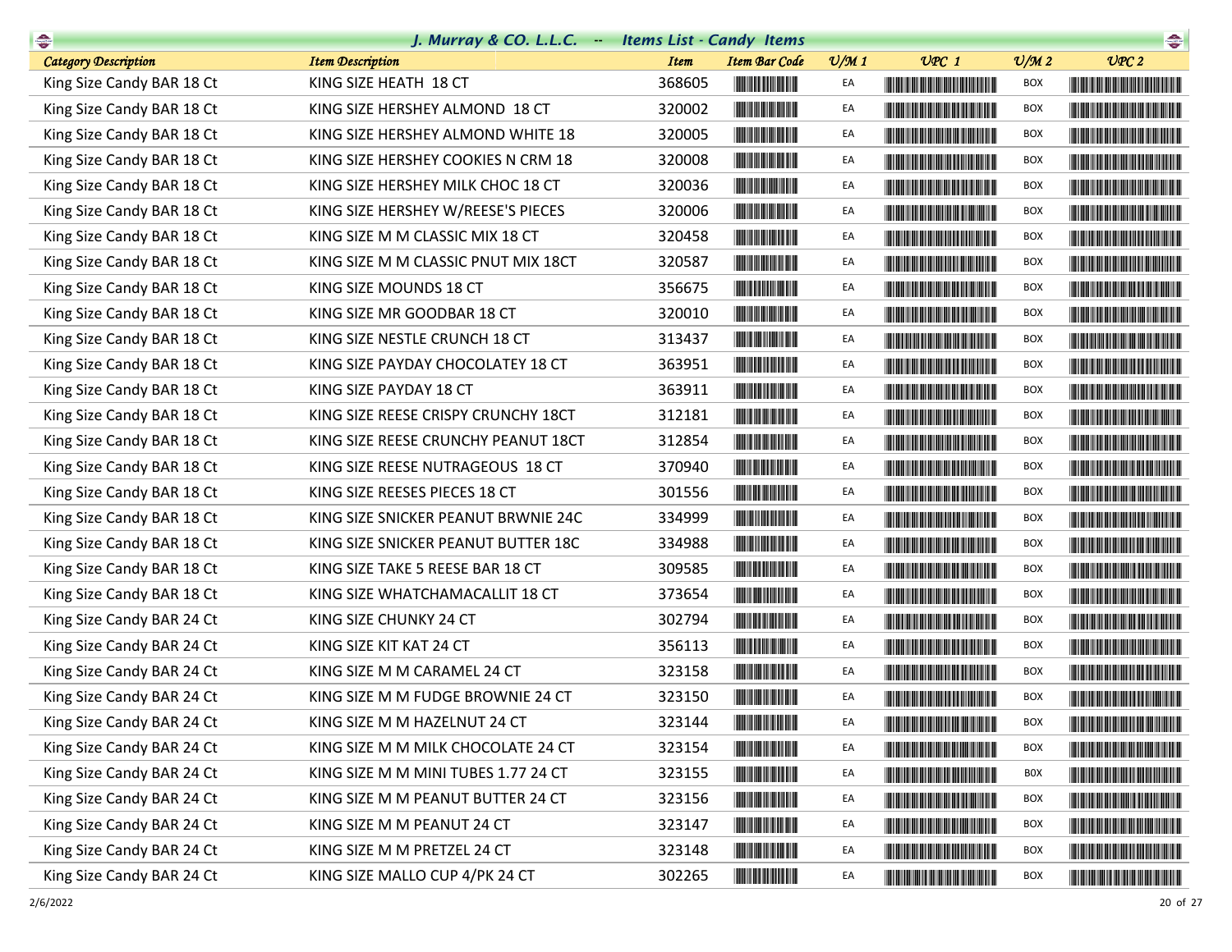## J. Murray & CO. L.L.C. -- Items List - Candy Items

| Category Description | Item Description | Item | Item Bar Code | U/M 1 | UPC 1 | U/M 2 | UPC 2 |
|---|---|---|---|---|---|---|---|
| King Size Candy BAR 18 Ct | KING SIZE HEATH 18 CT | 368605 | | EA | | BOX | |
| King Size Candy BAR 18 Ct | KING SIZE HERSHEY ALMOND 18 CT | 320002 | | EA | | BOX | |
| King Size Candy BAR 18 Ct | KING SIZE HERSHEY ALMOND WHITE 18 | 320005 | | EA | | BOX | |
| King Size Candy BAR 18 Ct | KING SIZE HERSHEY COOKIES N CRM 18 | 320008 | | EA | | BOX | |
| King Size Candy BAR 18 Ct | KING SIZE HERSHEY MILK CHOC 18 CT | 320036 | | EA | | BOX | |
| King Size Candy BAR 18 Ct | KING SIZE HERSHEY W/REESE'S PIECES | 320006 | | EA | | BOX | |
| King Size Candy BAR 18 Ct | KING SIZE M M CLASSIC MIX 18 CT | 320458 | | EA | | BOX | |
| King Size Candy BAR 18 Ct | KING SIZE M M CLASSIC PNUT MIX 18CT | 320587 | | EA | | BOX | |
| King Size Candy BAR 18 Ct | KING SIZE MOUNDS 18 CT | 356675 | | EA | | BOX | |
| King Size Candy BAR 18 Ct | KING SIZE MR GOODBAR 18 CT | 320010 | | EA | | BOX | |
| King Size Candy BAR 18 Ct | KING SIZE NESTLE CRUNCH 18 CT | 313437 | | EA | | BOX | |
| King Size Candy BAR 18 Ct | KING SIZE PAYDAY CHOCOLATEY 18 CT | 363951 | | EA | | BOX | |
| King Size Candy BAR 18 Ct | KING SIZE PAYDAY 18 CT | 363911 | | EA | | BOX | |
| King Size Candy BAR 18 Ct | KING SIZE REESE CRISPY CRUNCHY 18CT | 312181 | | EA | | BOX | |
| King Size Candy BAR 18 Ct | KING SIZE REESE CRUNCHY PEANUT 18CT | 312854 | | EA | | BOX | |
| King Size Candy BAR 18 Ct | KING SIZE REESE NUTRAGEOUS 18 CT | 370940 | | EA | | BOX | |
| King Size Candy BAR 18 Ct | KING SIZE REESES PIECES 18 CT | 301556 | | EA | | BOX | |
| King Size Candy BAR 18 Ct | KING SIZE SNICKER PEANUT BRWNIE 24C | 334999 | | EA | | BOX | |
| King Size Candy BAR 18 Ct | KING SIZE SNICKER PEANUT BUTTER 18C | 334988 | | EA | | BOX | |
| King Size Candy BAR 18 Ct | KING SIZE TAKE 5 REESE BAR 18 CT | 309585 | | EA | | BOX | |
| King Size Candy BAR 18 Ct | KING SIZE WHATCHAMACALLIT 18 CT | 373654 | | EA | | BOX | |
| King Size Candy BAR 24 Ct | KING SIZE CHUNKY 24 CT | 302794 | | EA | | BOX | |
| King Size Candy BAR 24 Ct | KING SIZE KIT KAT 24 CT | 356113 | | EA | | BOX | |
| King Size Candy BAR 24 Ct | KING SIZE M M CARAMEL 24 CT | 323158 | | EA | | BOX | |
| King Size Candy BAR 24 Ct | KING SIZE M M FUDGE BROWNIE 24 CT | 323150 | | EA | | BOX | |
| King Size Candy BAR 24 Ct | KING SIZE M M HAZELNUT 24 CT | 323144 | | EA | | BOX | |
| King Size Candy BAR 24 Ct | KING SIZE M M MILK CHOCOLATE 24 CT | 323154 | | EA | | BOX | |
| King Size Candy BAR 24 Ct | KING SIZE M M MINI TUBES 1.77 24 CT | 323155 | | EA | | BOX | |
| King Size Candy BAR 24 Ct | KING SIZE M M PEANUT BUTTER 24 CT | 323156 | | EA | | BOX | |
| King Size Candy BAR 24 Ct | KING SIZE M M PEANUT 24 CT | 323147 | | EA | | BOX | |
| King Size Candy BAR 24 Ct | KING SIZE M M PRETZEL 24 CT | 323148 | | EA | | BOX | |
| King Size Candy BAR 24 Ct | KING SIZE MALLO CUP 4/PK 24 CT | 302265 | | EA | | BOX | |

2/6/2022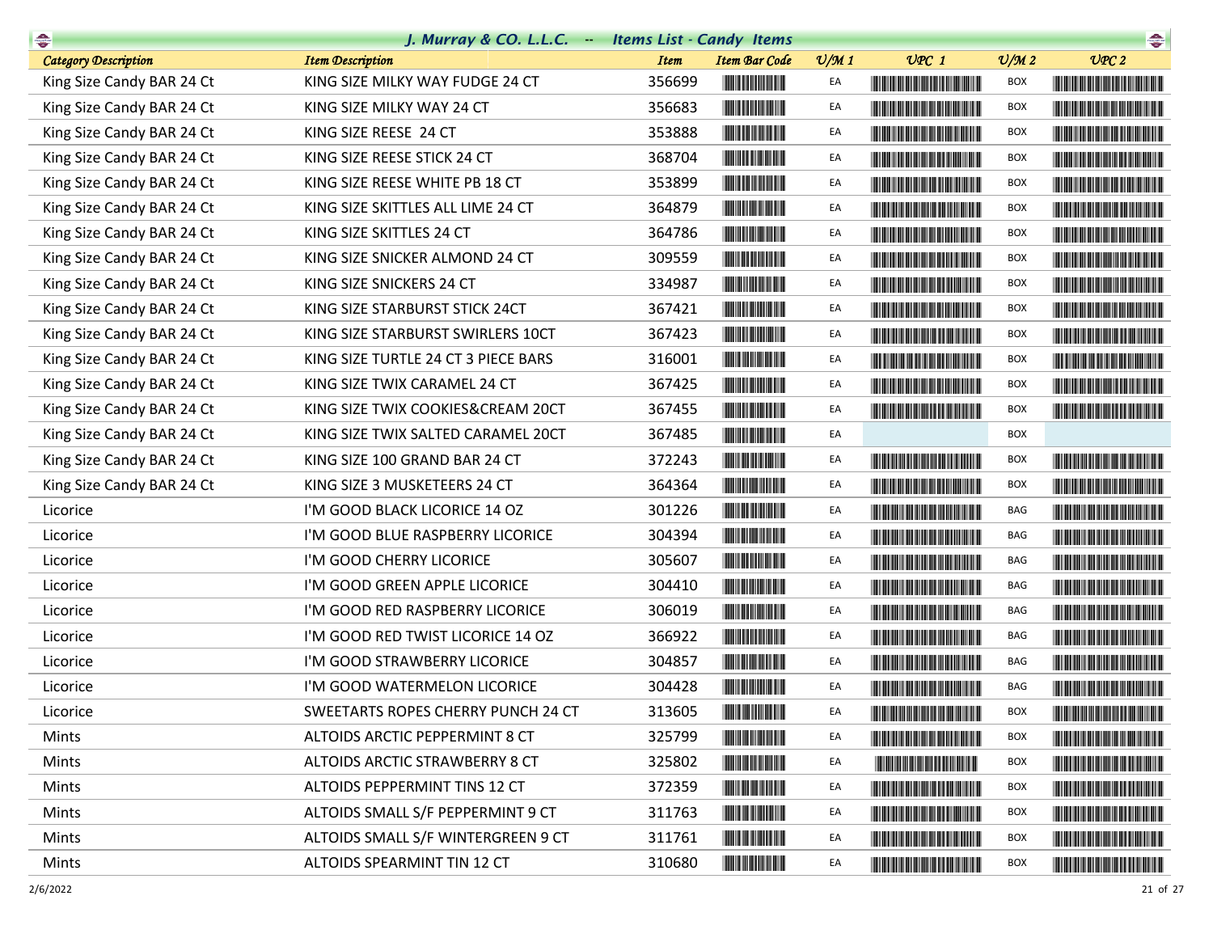## J. Murray & CO. L.L.C. -- Items List - Candy Items

| Category Description | Item Description | Item | Item Bar Code | U/M 1 | UPC 1 | U/M 2 | UPC 2 |
|---|---|---|---|---|---|---|---|
| King Size Candy BAR 24 Ct | KING SIZE MILKY WAY FUDGE 24 CT | 356699 | | EA | | BOX | |
| King Size Candy BAR 24 Ct | KING SIZE MILKY WAY 24 CT | 356683 | | EA | | BOX | |
| King Size Candy BAR 24 Ct | KING SIZE REESE 24 CT | 353888 | | EA | | BOX | |
| King Size Candy BAR 24 Ct | KING SIZE REESE STICK 24 CT | 368704 | | EA | | BOX | |
| King Size Candy BAR 24 Ct | KING SIZE REESE WHITE PB 18 CT | 353899 | | EA | | BOX | |
| King Size Candy BAR 24 Ct | KING SIZE SKITTLES ALL LIME 24 CT | 364879 | | EA | | BOX | |
| King Size Candy BAR 24 Ct | KING SIZE SKITTLES 24 CT | 364786 | | EA | | BOX | |
| King Size Candy BAR 24 Ct | KING SIZE SNICKER ALMOND 24 CT | 309559 | | EA | | BOX | |
| King Size Candy BAR 24 Ct | KING SIZE SNICKERS 24 CT | 334987 | | EA | | BOX | |
| King Size Candy BAR 24 Ct | KING SIZE STARBURST STICK 24CT | 367421 | | EA | | BOX | |
| King Size Candy BAR 24 Ct | KING SIZE STARBURST SWIRLERS 10CT | 367423 | | EA | | BOX | |
| King Size Candy BAR 24 Ct | KING SIZE TURTLE 24 CT 3 PIECE BARS | 316001 | | EA | | BOX | |
| King Size Candy BAR 24 Ct | KING SIZE TWIX CARAMEL 24 CT | 367425 | | EA | | BOX | |
| King Size Candy BAR 24 Ct | KING SIZE TWIX COOKIES&CREAM 20CT | 367455 | | EA | | BOX | |
| King Size Candy BAR 24 Ct | KING SIZE TWIX SALTED CARAMEL 20CT | 367485 | | EA | | BOX | |
| King Size Candy BAR 24 Ct | KING SIZE 100 GRAND BAR 24 CT | 372243 | | EA | | BOX | |
| King Size Candy BAR 24 Ct | KING SIZE 3 MUSKETEERS 24 CT | 364364 | | EA | | BOX | |
| Licorice | I'M GOOD BLACK LICORICE 14 OZ | 301226 | | EA | | BAG | |
| Licorice | I'M GOOD BLUE RASPBERRY LICORICE | 304394 | | EA | | BAG | |
| Licorice | I'M GOOD CHERRY LICORICE | 305607 | | EA | | BAG | |
| Licorice | I'M GOOD GREEN APPLE LICORICE | 304410 | | EA | | BAG | |
| Licorice | I'M GOOD RED RASPBERRY LICORICE | 306019 | | EA | | BAG | |
| Licorice | I'M GOOD RED TWIST LICORICE 14 OZ | 366922 | | EA | | BAG | |
| Licorice | I'M GOOD STRAWBERRY LICORICE | 304857 | | EA | | BAG | |
| Licorice | I'M GOOD WATERMELON LICORICE | 304428 | | EA | | BAG | |
| Licorice | SWEETARTS ROPES CHERRY PUNCH 24 CT | 313605 | | EA | | BOX | |
| Mints | ALTOIDS ARCTIC PEPPERMINT 8 CT | 325799 | | EA | | BOX | |
| Mints | ALTOIDS ARCTIC STRAWBERRY 8 CT | 325802 | | EA | | BOX | |
| Mints | ALTOIDS PEPPERMINT TINS 12 CT | 372359 | | EA | | BOX | |
| Mints | ALTOIDS SMALL S/F PEPPERMINT 9 CT | 311763 | | EA | | BOX | |
| Mints | ALTOIDS SMALL S/F WINTERGREEN 9 CT | 311761 | | EA | | BOX | |
| Mints | ALTOIDS SPEARMINT TIN 12 CT | 310680 | | EA | | BOX | |

2/6/2022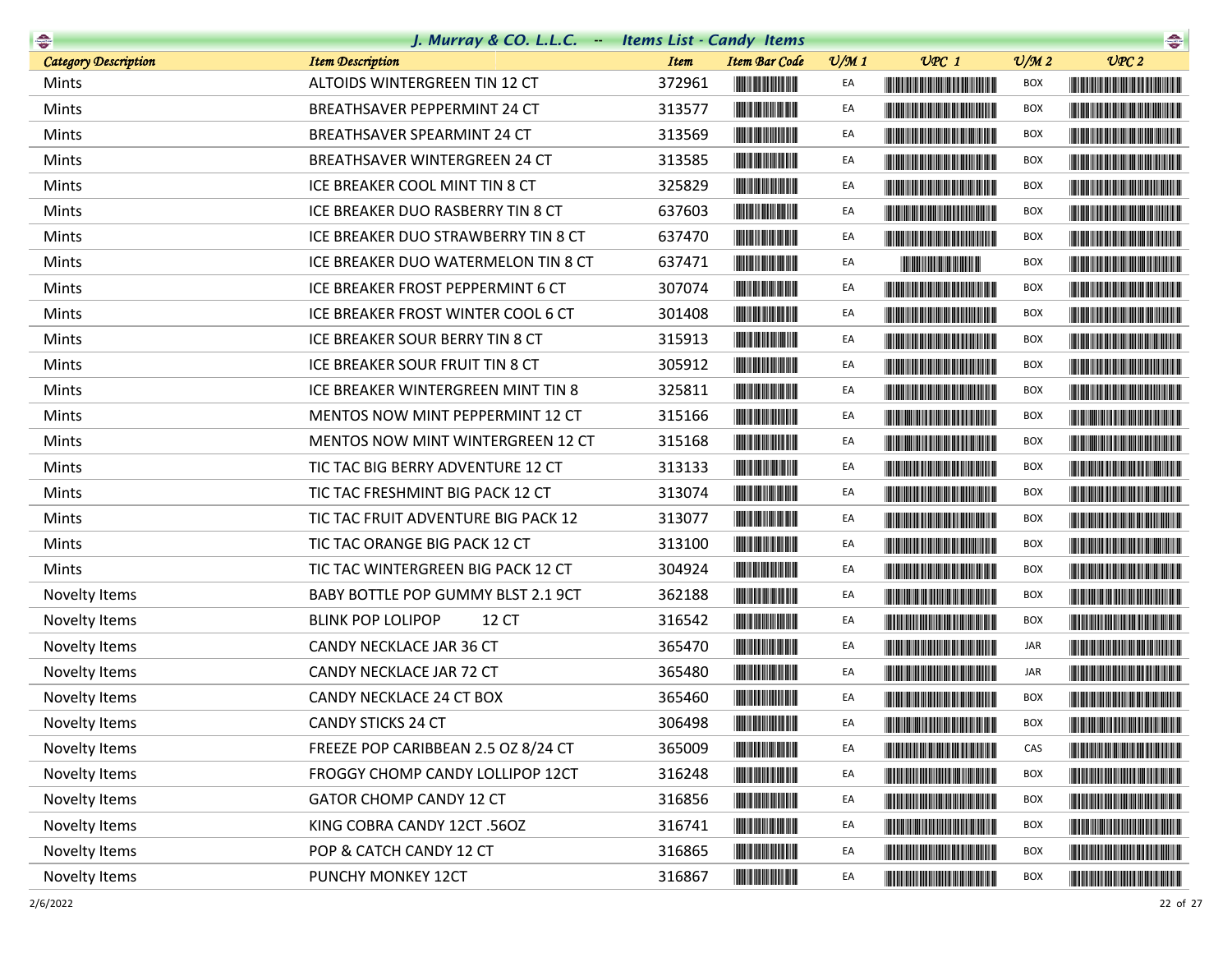# J. Murray & CO. L.L.C. -- Items List - Candy Items

| Category Description | Item Description | Item | Item Bar Code | U/M 1 | UPC 1 | U/M 2 | UPC 2 |
|---|---|---|---|---|---|---|---|
| Mints | ALTOIDS WINTERGREEN TIN 12 CT | 372961 | | EA | | BOX | |
| Mints | BREATHSAVER PEPPERMINT 24 CT | 313577 | | EA | | BOX | |
| Mints | BREATHSAVER SPEARMINT 24 CT | 313569 | | EA | | BOX | |
| Mints | BREATHSAVER WINTERGREEN 24 CT | 313585 | | EA | | BOX | |
| Mints | ICE BREAKER COOL MINT TIN 8 CT | 325829 | | EA | | BOX | |
| Mints | ICE BREAKER DUO RASBERRY TIN 8 CT | 637603 | | EA | | BOX | |
| Mints | ICE BREAKER DUO STRAWBERRY TIN 8 CT | 637470 | | EA | | BOX | |
| Mints | ICE BREAKER DUO WATERMELON TIN 8 CT | 637471 | | EA | | BOX | |
| Mints | ICE BREAKER FROST PEPPERMINT 6 CT | 307074 | | EA | | BOX | |
| Mints | ICE BREAKER FROST WINTER COOL 6 CT | 301408 | | EA | | BOX | |
| Mints | ICE BREAKER SOUR BERRY TIN 8 CT | 315913 | | EA | | BOX | |
| Mints | ICE BREAKER SOUR FRUIT TIN 8 CT | 305912 | | EA | | BOX | |
| Mints | ICE BREAKER WINTERGREEN MINT TIN 8 | 325811 | | EA | | BOX | |
| Mints | MENTOS NOW MINT PEPPERMINT 12 CT | 315166 | | EA | | BOX | |
| Mints | MENTOS NOW MINT WINTERGREEN 12 CT | 315168 | | EA | | BOX | |
| Mints | TIC TAC BIG BERRY ADVENTURE 12 CT | 313133 | | EA | | BOX | |
| Mints | TIC TAC FRESHMINT BIG PACK 12 CT | 313074 | | EA | | BOX | |
| Mints | TIC TAC FRUIT ADVENTURE BIG PACK 12 | 313077 | | EA | | BOX | |
| Mints | TIC TAC ORANGE BIG PACK 12 CT | 313100 | | EA | | BOX | |
| Mints | TIC TAC WINTERGREEN BIG PACK 12 CT | 304924 | | EA | | BOX | |
| Novelty Items | BABY BOTTLE POP GUMMY BLST 2.1 9CT | 362188 | | EA | | BOX | |
| Novelty Items | BLINK POP LOLIPOP 12 CT | 316542 | | EA | | BOX | |
| Novelty Items | CANDY NECKLACE JAR 36 CT | 365470 | | EA | | JAR | |
| Novelty Items | CANDY NECKLACE JAR 72 CT | 365480 | | EA | | JAR | |
| Novelty Items | CANDY NECKLACE 24 CT BOX | 365460 | | EA | | BOX | |
| Novelty Items | CANDY STICKS 24 CT | 306498 | | EA | | BOX | |
| Novelty Items | FREEZE POP CARIBBEAN 2.5 OZ 8/24 CT | 365009 | | EA | | CAS | |
| Novelty Items | FROGGY CHOMP CANDY LOLLIPOP 12CT | 316248 | | EA | | BOX | |
| Novelty Items | GATOR CHOMP CANDY 12 CT | 316856 | | EA | | BOX | |
| Novelty Items | KING COBRA CANDY 12CT .56OZ | 316741 | | EA | | BOX | |
| Novelty Items | POP & CATCH CANDY 12 CT | 316865 | | EA | | BOX | |
| Novelty Items | PUNCHY MONKEY 12CT | 316867 | | EA | | BOX | |

2/6/2022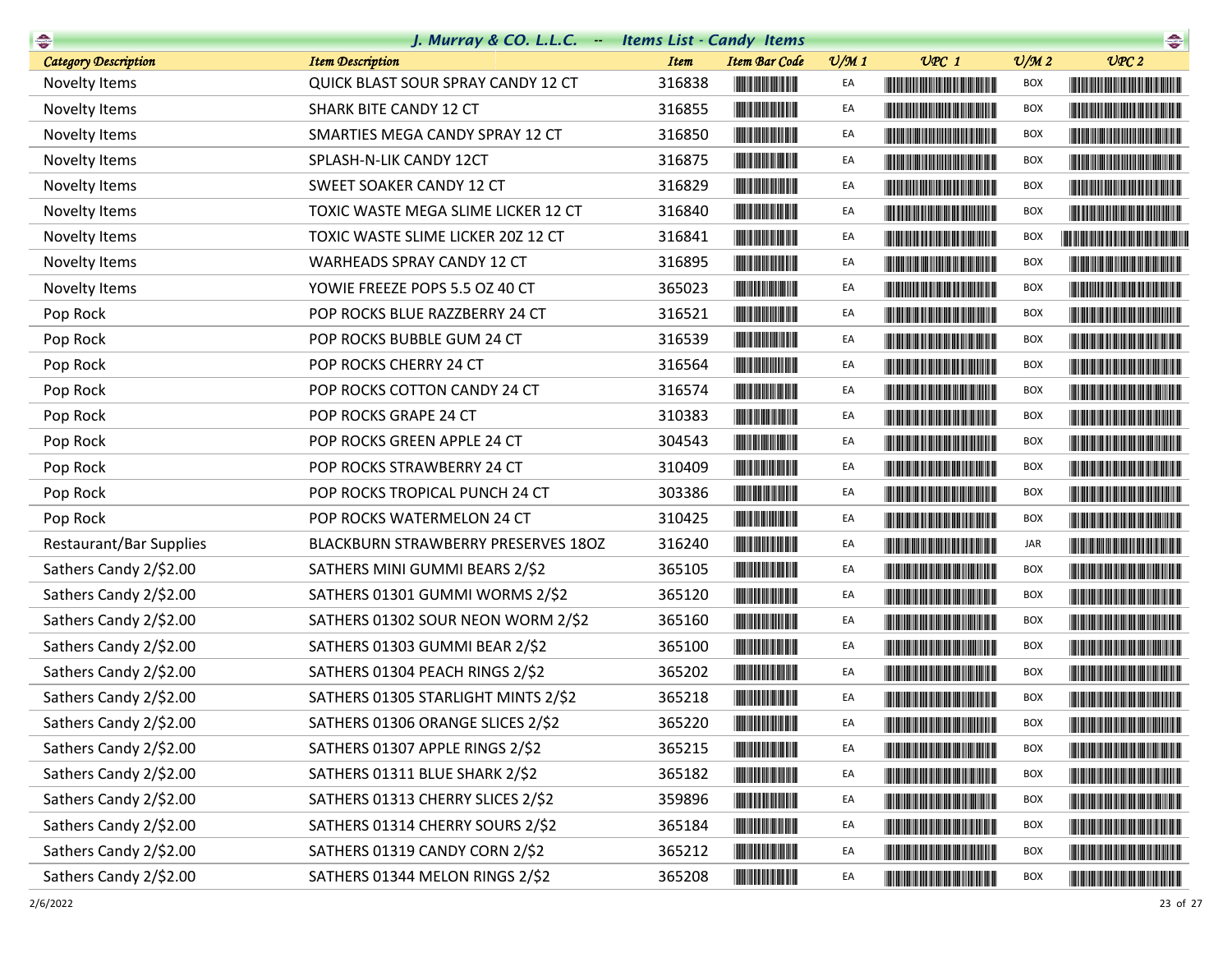# J. Murray & CO. L.L.C. -- Items List - Candy Items

| Category Description | Item Description | Item | Item Bar Code | U/M 1 | UPC 1 | U/M 2 | UPC 2 |
|---|---|---|---|---|---|---|---|
| Novelty Items | QUICK BLAST SOUR SPRAY CANDY 12 CT | 316838 | | EA | | BOX | |
| Novelty Items | SHARK BITE CANDY 12 CT | 316855 | | EA | | BOX | |
| Novelty Items | SMARTIES MEGA CANDY SPRAY 12 CT | 316850 | | EA | | BOX | |
| Novelty Items | SPLASH-N-LIK CANDY 12CT | 316875 | | EA | | BOX | |
| Novelty Items | SWEET SOAKER CANDY 12 CT | 316829 | | EA | | BOX | |
| Novelty Items | TOXIC WASTE MEGA SLIME LICKER 12 CT | 316840 | | EA | | BOX | |
| Novelty Items | TOXIC WASTE SLIME LICKER 2OZ 12 CT | 316841 | | EA | | BOX | |
| Novelty Items | WARHEADS SPRAY CANDY 12 CT | 316895 | | EA | | BOX | |
| Novelty Items | YOWIE FREEZE POPS 5.5 OZ 40 CT | 365023 | | EA | | BOX | |
| Pop Rock | POP ROCKS BLUE RAZZBERRY 24 CT | 316521 | | EA | | BOX | |
| Pop Rock | POP ROCKS BUBBLE GUM 24 CT | 316539 | | EA | | BOX | |
| Pop Rock | POP ROCKS CHERRY 24 CT | 316564 | | EA | | BOX | |
| Pop Rock | POP ROCKS COTTON CANDY 24 CT | 316574 | | EA | | BOX | |
| Pop Rock | POP ROCKS GRAPE 24 CT | 310383 | | EA | | BOX | |
| Pop Rock | POP ROCKS GREEN APPLE 24 CT | 304543 | | EA | | BOX | |
| Pop Rock | POP ROCKS STRAWBERRY 24 CT | 310409 | | EA | | BOX | |
| Pop Rock | POP ROCKS TROPICAL PUNCH 24 CT | 303386 | | EA | | BOX | |
| Pop Rock | POP ROCKS WATERMELON 24 CT | 310425 | | EA | | BOX | |
| Restaurant/Bar Supplies | BLACKBURN STRAWBERRY PRESERVES 18OZ | 316240 | | EA | | JAR | |
| Sathers Candy 2/$2.00 | SATHERS MINI GUMMI BEARS 2/$2 | 365105 | | EA | | BOX | |
| Sathers Candy 2/$2.00 | SATHERS 01301 GUMMI WORMS 2/$2 | 365120 | | EA | | BOX | |
| Sathers Candy 2/$2.00 | SATHERS 01302 SOUR NEON WORM 2/$2 | 365160 | | EA | | BOX | |
| Sathers Candy 2/$2.00 | SATHERS 01303 GUMMI BEAR 2/$2 | 365100 | | EA | | BOX | |
| Sathers Candy 2/$2.00 | SATHERS 01304 PEACH RINGS 2/$2 | 365202 | | EA | | BOX | |
| Sathers Candy 2/$2.00 | SATHERS 01305 STARLIGHT MINTS 2/$2 | 365218 | | EA | | BOX | |
| Sathers Candy 2/$2.00 | SATHERS 01306 ORANGE SLICES 2/$2 | 365220 | | EA | | BOX | |
| Sathers Candy 2/$2.00 | SATHERS 01307 APPLE RINGS 2/$2 | 365215 | | EA | | BOX | |
| Sathers Candy 2/$2.00 | SATHERS 01311 BLUE SHARK 2/$2 | 365182 | | EA | | BOX | |
| Sathers Candy 2/$2.00 | SATHERS 01313 CHERRY SLICES 2/$2 | 359896 | | EA | | BOX | |
| Sathers Candy 2/$2.00 | SATHERS 01314 CHERRY SOURS 2/$2 | 365184 | | EA | | BOX | |
| Sathers Candy 2/$2.00 | SATHERS 01319 CANDY CORN 2/$2 | 365212 | | EA | | BOX | |
| Sathers Candy 2/$2.00 | SATHERS 01344 MELON RINGS 2/$2 | 365208 | | EA | | BOX | |

2/6/2022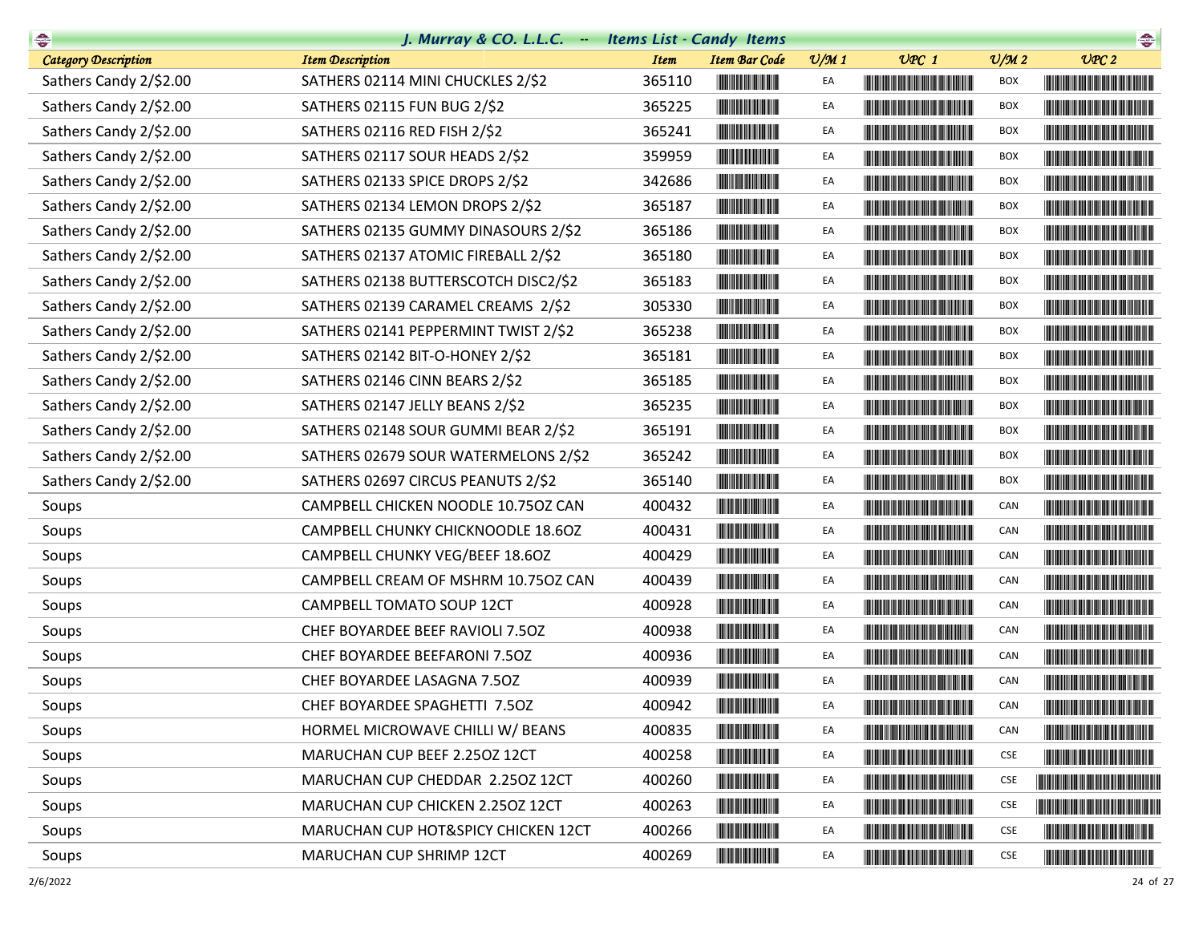# J. Murray & CO. L.L.C. -- Items List - Candy Items

| Category Description | Item Description | Item | Item Bar Code | U/M 1 | UPC 1 | U/M 2 | UPC 2 |
|---|---|---|---|---|---|---|---|
| Sathers Candy 2/$2.00 | SATHERS 02114 MINI CHUCKLES 2/$2 | 365110 | | EA | | BOX | |
| Sathers Candy 2/$2.00 | SATHERS 02115 FUN BUG 2/$2 | 365225 | | EA | | BOX | |
| Sathers Candy 2/$2.00 | SATHERS 02116 RED FISH 2/$2 | 365241 | | EA | | BOX | |
| Sathers Candy 2/$2.00 | SATHERS 02117 SOUR HEADS 2/$2 | 359959 | | EA | | BOX | |
| Sathers Candy 2/$2.00 | SATHERS 02133 SPICE DROPS 2/$2 | 342686 | | EA | | BOX | |
| Sathers Candy 2/$2.00 | SATHERS 02134 LEMON DROPS 2/$2 | 365187 | | EA | | BOX | |
| Sathers Candy 2/$2.00 | SATHERS 02135 GUMMY DINASOURS 2/$2 | 365186 | | EA | | BOX | |
| Sathers Candy 2/$2.00 | SATHERS 02137 ATOMIC FIREBALL 2/$2 | 365180 | | EA | | BOX | |
| Sathers Candy 2/$2.00 | SATHERS 02138 BUTTERSCOTCH DISC2/$2 | 365183 | | EA | | BOX | |
| Sathers Candy 2/$2.00 | SATHERS 02139 CARAMEL CREAMS 2/$2 | 305330 | | EA | | BOX | |
| Sathers Candy 2/$2.00 | SATHERS 02141 PEPPERMINT TWIST 2/$2 | 365238 | | EA | | BOX | |
| Sathers Candy 2/$2.00 | SATHERS 02142 BIT-O-HONEY 2/$2 | 365181 | | EA | | BOX | |
| Sathers Candy 2/$2.00 | SATHERS 02146 CINN BEARS 2/$2 | 365185 | | EA | | BOX | |
| Sathers Candy 2/$2.00 | SATHERS 02147 JELLY BEANS 2/$2 | 365235 | | EA | | BOX | |
| Sathers Candy 2/$2.00 | SATHERS 02148 SOUR GUMMI BEAR 2/$2 | 365191 | | EA | | BOX | |
| Sathers Candy 2/$2.00 | SATHERS 02679 SOUR WATERMELONS 2/$2 | 365242 | | EA | | BOX | |
| Sathers Candy 2/$2.00 | SATHERS 02697 CIRCUS PEANUTS 2/$2 | 365140 | | EA | | BOX | |
| Soups | CAMPBELL CHICKEN NOODLE 10.75OZ CAN | 400432 | | EA | | CAN | |
| Soups | CAMPBELL CHUNKY CHICKNOODLE 18.6OZ | 400431 | | EA | | CAN | |
| Soups | CAMPBELL CHUNKY VEG/BEEF 18.6OZ | 400429 | | EA | | CAN | |
| Soups | CAMPBELL CREAM OF MSHRM 10.75OZ CAN | 400439 | | EA | | CAN | |
| Soups | CAMPBELL TOMATO SOUP 12CT | 400928 | | EA | | CAN | |
| Soups | CHEF BOYARDEE BEEF RAVIOLI 7.5OZ | 400938 | | EA | | CAN | |
| Soups | CHEF BOYARDEE BEEFARONI 7.5OZ | 400936 | | EA | | CAN | |
| Soups | CHEF BOYARDEE LASAGNA 7.5OZ | 400939 | | EA | | CAN | |
| Soups | CHEF BOYARDEE SPAGHETTI 7.5OZ | 400942 | | EA | | CAN | |
| Soups | HORMEL MICROWAVE CHILLI W/ BEANS | 400835 | | EA | | CAN | |
| Soups | MARUCHAN CUP BEEF 2.25OZ 12CT | 400258 | | EA | | CSE | |
| Soups | MARUCHAN CUP CHEDDAR 2.25OZ 12CT | 400260 | | EA | | CSE | |
| Soups | MARUCHAN CUP CHICKEN 2.25OZ 12CT | 400263 | | EA | | CSE | |
| Soups | MARUCHAN CUP HOT&SPICY CHICKEN 12CT | 400266 | | EA | | CSE | |
| Soups | MARUCHAN CUP SHRIMP 12CT | 400269 | | EA | | CSE | |

2/6/2022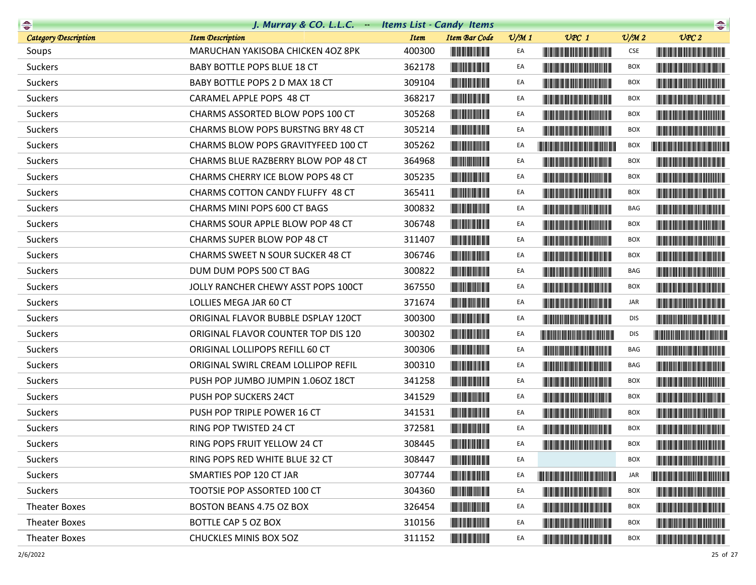# J. Murray & CO. L.L.C. -- Items List - Candy Items

| Category Description | Item Description | Item | Item Bar Code | U/M 1 | UPC 1 | U/M 2 | UPC 2 |
|---|---|---|---|---|---|---|---|
| Soups | MARUCHAN YAKISOBA CHICKEN 4OZ 8PK | 400300 | | EA | | CSE | |
| Suckers | BABY BOTTLE POPS BLUE 18 CT | 362178 | | EA | | BOX | |
| Suckers | BABY BOTTLE POPS 2 D MAX 18 CT | 309104 | | EA | | BOX | |
| Suckers | CARAMEL APPLE POPS 48 CT | 368217 | | EA | | BOX | |
| Suckers | CHARMS ASSORTED BLOW POPS 100 CT | 305268 | | EA | | BOX | |
| Suckers | CHARMS BLOW POPS BURSTNG BRY 48 CT | 305214 | | EA | | BOX | |
| Suckers | CHARMS BLOW POPS GRAVITYFEED 100 CT | 305262 | | EA | | BOX | |
| Suckers | CHARMS BLUE RAZBERRY BLOW POP 48 CT | 364968 | | EA | | BOX | |
| Suckers | CHARMS CHERRY ICE BLOW POPS 48 CT | 305235 | | EA | | BOX | |
| Suckers | CHARMS COTTON CANDY FLUFFY 48 CT | 365411 | | EA | | BOX | |
| Suckers | CHARMS MINI POPS 600 CT BAGS | 300832 | | EA | | BAG | |
| Suckers | CHARMS SOUR APPLE BLOW POP 48 CT | 306748 | | EA | | BOX | |
| Suckers | CHARMS SUPER BLOW POP 48 CT | 311407 | | EA | | BOX | |
| Suckers | CHARMS SWEET N SOUR SUCKER 48 CT | 306746 | | EA | | BOX | |
| Suckers | DUM DUM POPS 500 CT BAG | 300822 | | EA | | BAG | |
| Suckers | JOLLY RANCHER CHEWY ASST POPS 100CT | 367550 | | EA | | BOX | |
| Suckers | LOLLIES MEGA JAR 60 CT | 371674 | | EA | | JAR | |
| Suckers | ORIGINAL FLAVOR BUBBLE DSPLAY 120CT | 300300 | | EA | | DIS | |
| Suckers | ORIGINAL FLAVOR COUNTER TOP DIS 120 | 300302 | | EA | | DIS | |
| Suckers | ORIGINAL LOLLIPOPS REFILL 60 CT | 300306 | | EA | | BAG | |
| Suckers | ORIGINAL SWIRL CREAM LOLLIPOP REFIL | 300310 | | EA | | BAG | |
| Suckers | PUSH POP JUMBO JUMPIN 1.06OZ 18CT | 341258 | | EA | | BOX | |
| Suckers | PUSH POP SUCKERS 24CT | 341529 | | EA | | BOX | |
| Suckers | PUSH POP TRIPLE POWER 16 CT | 341531 | | EA | | BOX | |
| Suckers | RING POP TWISTED 24 CT | 372581 | | EA | | BOX | |
| Suckers | RING POPS FRUIT YELLOW 24 CT | 308445 | | EA | | BOX | |
| Suckers | RING POPS RED WHITE BLUE 32 CT | 308447 | | EA | | BOX | |
| Suckers | SMARTIES POP 120 CT JAR | 307744 | | EA | | JAR | |
| Suckers | TOOTSIE POP ASSORTED 100 CT | 304360 | | EA | | BOX | |
| Theater Boxes | BOSTON BEANS 4.75 OZ BOX | 326454 | | EA | | BOX | |
| Theater Boxes | BOTTLE CAP 5 OZ BOX | 310156 | | EA | | BOX | |
| Theater Boxes | CHUCKLES MINIS BOX 5OZ | 311152 | | EA | | BOX | |

2/6/2022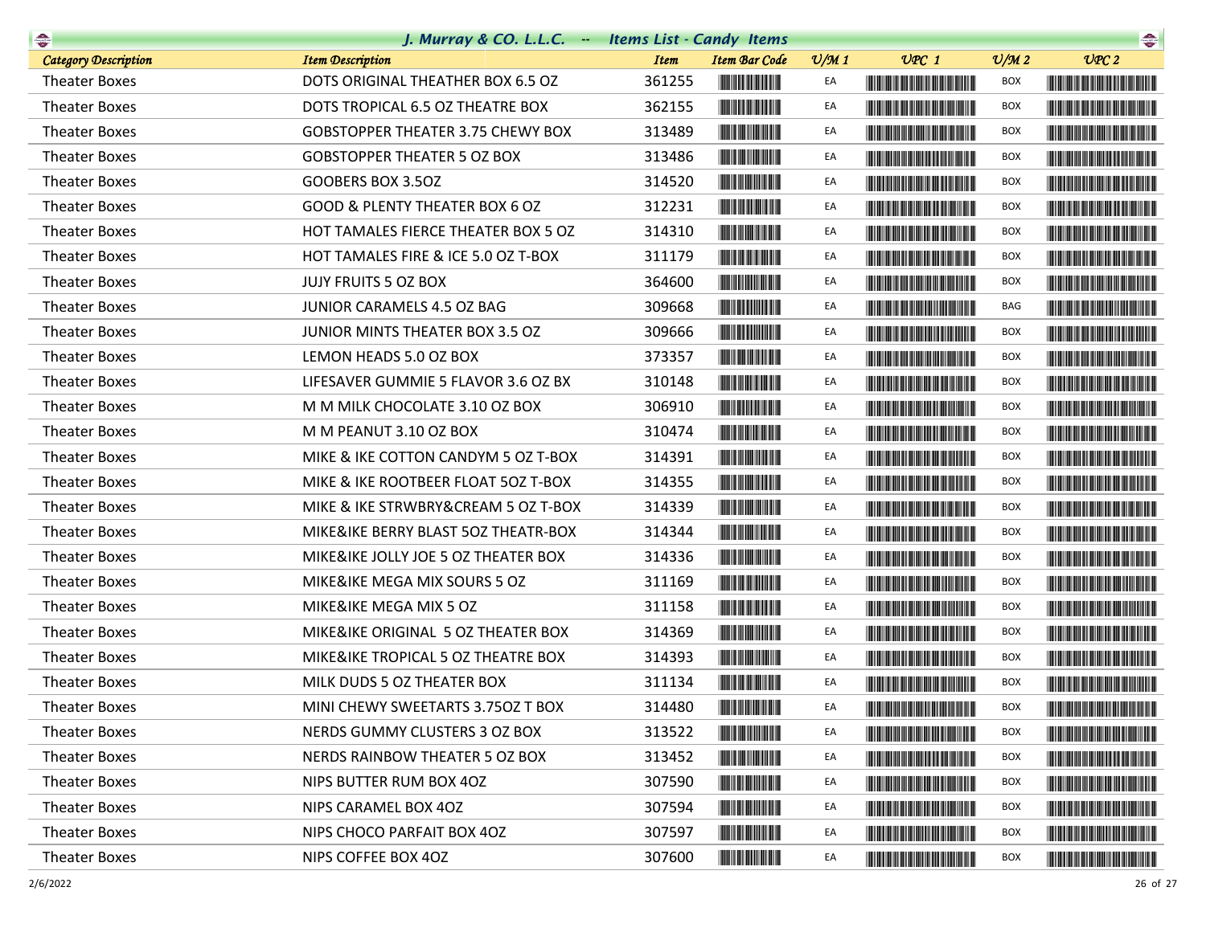# J. Murray & CO. L.L.C. -- Items List - Candy Items

| Category Description | Item Description | Item | Item Bar Code | U/M 1 | UPC 1 | U/M 2 | UPC 2 |
|---|---|---|---|---|---|---|---|
| Theater Boxes | DOTS ORIGINAL THEATHER BOX 6.5 OZ | 361255 | | EA | | BOX | |
| Theater Boxes | DOTS TROPICAL 6.5 OZ THEATRE BOX | 362155 | | EA | | BOX | |
| Theater Boxes | GOBSTOPPER THEATER 3.75 CHEWY BOX | 313489 | | EA | | BOX | |
| Theater Boxes | GOBSTOPPER THEATER 5 OZ BOX | 313486 | | EA | | BOX | |
| Theater Boxes | GOOBERS BOX 3.5OZ | 314520 | | EA | | BOX | |
| Theater Boxes | GOOD & PLENTY THEATER BOX 6 OZ | 312231 | | EA | | BOX | |
| Theater Boxes | HOT TAMALES FIERCE THEATER BOX 5 OZ | 314310 | | EA | | BOX | |
| Theater Boxes | HOT TAMALES FIRE & ICE 5.0 OZ T-BOX | 311179 | | EA | | BOX | |
| Theater Boxes | JUJY FRUITS 5 OZ BOX | 364600 | | EA | | BOX | |
| Theater Boxes | JUNIOR CARAMELS 4.5 OZ BAG | 309668 | | EA | | BAG | |
| Theater Boxes | JUNIOR MINTS THEATER BOX 3.5 OZ | 309666 | | EA | | BOX | |
| Theater Boxes | LEMON HEADS 5.0 OZ BOX | 373357 | | EA | | BOX | |
| Theater Boxes | LIFESAVER GUMMIE 5 FLAVOR 3.6 OZ BX | 310148 | | EA | | BOX | |
| Theater Boxes | M M MILK CHOCOLATE 3.10 OZ BOX | 306910 | | EA | | BOX | |
| Theater Boxes | M M PEANUT 3.10 OZ BOX | 310474 | | EA | | BOX | |
| Theater Boxes | MIKE & IKE COTTON CANDYM 5 OZ T-BOX | 314391 | | EA | | BOX | |
| Theater Boxes | MIKE & IKE ROOTBEER FLOAT 5OZ T-BOX | 314355 | | EA | | BOX | |
| Theater Boxes | MIKE & IKE STRWBRY&CREAM 5 OZ T-BOX | 314339 | | EA | | BOX | |
| Theater Boxes | MIKE&IKE BERRY BLAST 5OZ THEATR-BOX | 314344 | | EA | | BOX | |
| Theater Boxes | MIKE&IKE JOLLY JOE 5 OZ THEATER BOX | 314336 | | EA | | BOX | |
| Theater Boxes | MIKE&IKE MEGA MIX SOURS 5 OZ | 311169 | | EA | | BOX | |
| Theater Boxes | MIKE&IKE MEGA MIX 5 OZ | 311158 | | EA | | BOX | |
| Theater Boxes | MIKE&IKE ORIGINAL 5 OZ THEATER BOX | 314369 | | EA | | BOX | |
| Theater Boxes | MIKE&IKE TROPICAL 5 OZ THEATRE BOX | 314393 | | EA | | BOX | |
| Theater Boxes | MILK DUDS 5 OZ THEATER BOX | 311134 | | EA | | BOX | |
| Theater Boxes | MINI CHEWY SWEETARTS 3.75OZ T BOX | 314480 | | EA | | BOX | |
| Theater Boxes | NERDS GUMMY CLUSTERS 3 OZ BOX | 313522 | | EA | | BOX | |
| Theater Boxes | NERDS RAINBOW THEATER 5 OZ BOX | 313452 | | EA | | BOX | |
| Theater Boxes | NIPS BUTTER RUM BOX 4OZ | 307590 | | EA | | BOX | |
| Theater Boxes | NIPS CARAMEL BOX 4OZ | 307594 | | EA | | BOX | |
| Theater Boxes | NIPS CHOCO PARFAIT BOX 4OZ | 307597 | | EA | | BOX | |
| Theater Boxes | NIPS COFFEE BOX 4OZ | 307600 | | EA | | BOX | |

2/6/2022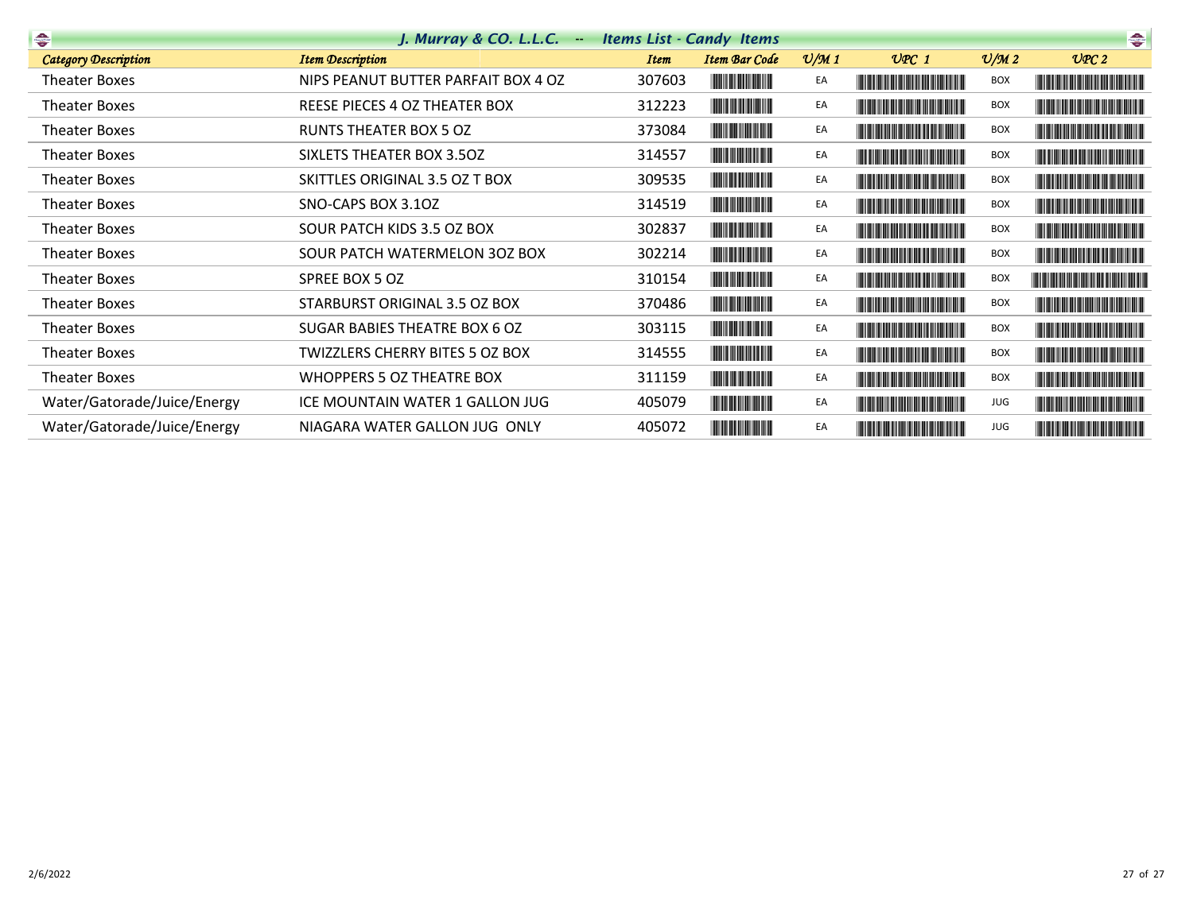# J. Murray & CO. L.L.C. -- Items List - Candy Items

| Category Description | Item Description | Item | Item Bar Code | U/M 1 | UPC 1 | U/M 2 | UPC 2 |
|---|---|---|---|---|---|---|---|
| Theater Boxes | NIPS PEANUT BUTTER PARFAIT BOX 4 OZ | 307603 | | EA | | BOX | |
| Theater Boxes | REESE PIECES 4 OZ THEATER BOX | 312223 | | EA | | BOX | |
| Theater Boxes | RUNTS THEATER BOX 5 OZ | 373084 | | EA | | BOX | |
| Theater Boxes | SIXLETS THEATER BOX 3.5OZ | 314557 | | EA | | BOX | |
| Theater Boxes | SKITTLES ORIGINAL 3.5 OZ T BOX | 309535 | | EA | | BOX | |
| Theater Boxes | SNO-CAPS BOX 3.1OZ | 314519 | | EA | | BOX | |
| Theater Boxes | SOUR PATCH KIDS 3.5 OZ BOX | 302837 | | EA | | BOX | |
| Theater Boxes | SOUR PATCH WATERMELON 3OZ BOX | 302214 | | EA | | BOX | |
| Theater Boxes | SPREE BOX 5 OZ | 310154 | | EA | | BOX | |
| Theater Boxes | STARBURST ORIGINAL 3.5 OZ BOX | 370486 | | EA | | BOX | |
| Theater Boxes | SUGAR BABIES THEATRE BOX 6 OZ | 303115 | | EA | | BOX | |
| Theater Boxes | TWIZZLERS CHERRY BITES 5 OZ BOX | 314555 | | EA | | BOX | |
| Theater Boxes | WHOPPERS 5 OZ THEATRE BOX | 311159 | | EA | | BOX | |
| Water/Gatorade/Juice/Energy | ICE MOUNTAIN WATER 1 GALLON JUG | 405079 | | EA | | JUG | |
| Water/Gatorade/Juice/Energy | NIAGARA WATER GALLON JUG ONLY | 405072 | | EA | | JUG | |

2/6/2022